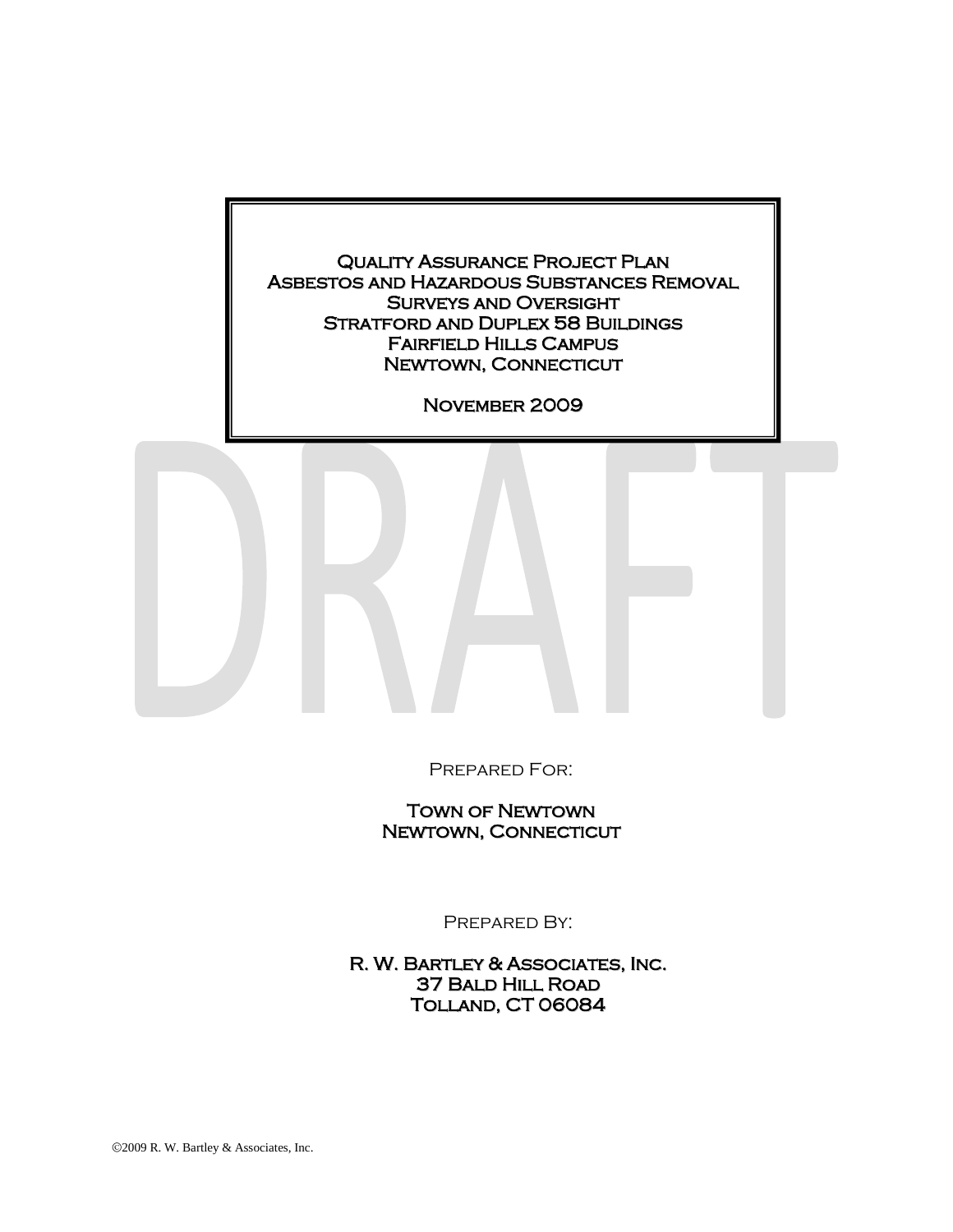# Quality Assurance Project Plan
# Asbestos and Hazardous Substances Removal
# Surveys and Oversight
# Stratford and Duplex 58 Buildings
# Fairfield Hills Campus
# Newtown, Connecticut

**November 2009**

DRAFT

Prepared For:

**Town of Newtown**
**Newtown, Connecticut**

Prepared By:

**R. W. Bartley & Associates, Inc.**
**37 Bald Hill Road**
**Tolland, CT 06084**

©2009 R. W. Bartley & Associates, Inc.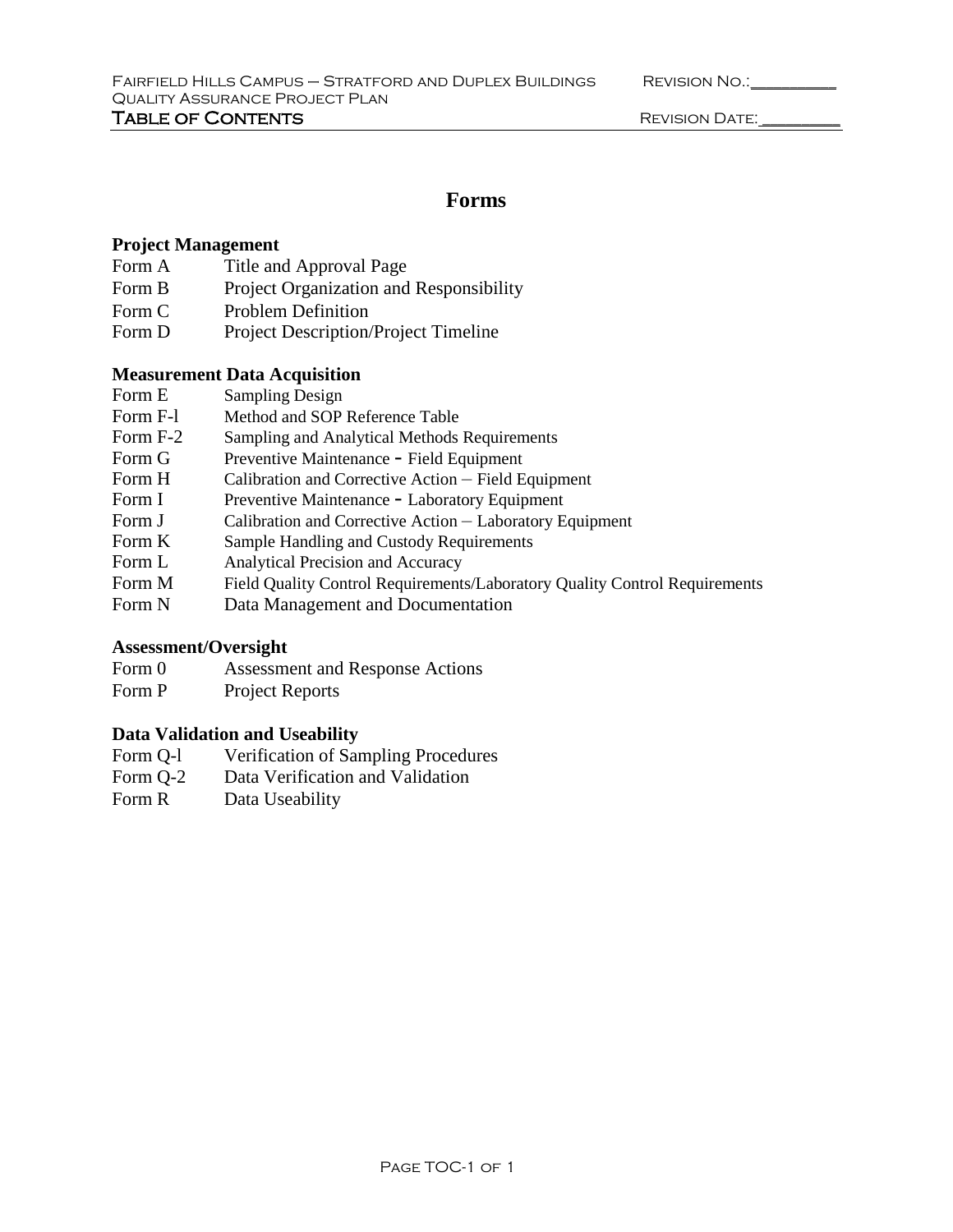# Forms

## Project Management

| | |
|---|---|
| Form A | Title and Approval Page |
| Form B | Project Organization and Responsibility |
| Form C | Problem Definition |
| Form D | Project Description/Project Timeline |

## Measurement Data Acquisition

| | |
|---|---|
| Form E | Sampling Design |
| Form F-l | Method and SOP Reference Table |
| Form F-2 | Sampling and Analytical Methods Requirements |
| Form G | Preventive Maintenance - Field Equipment |
| Form H | Calibration and Corrective Action – Field Equipment |
| Form I | Preventive Maintenance - Laboratory Equipment |
| Form J | Calibration and Corrective Action – Laboratory Equipment |
| Form K | Sample Handling and Custody Requirements |
| Form L | Analytical Precision and Accuracy |
| Form M | Field Quality Control Requirements/Laboratory Quality Control Requirements |
| Form N | Data Management and Documentation |

## Assessment/Oversight

| | |
|---|---|
| Form 0 | Assessment and Response Actions |
| Form P | Project Reports |

## Data Validation and Useability

| | |
|---|---|
| Form Q-l | Verification of Sampling Procedures |
| Form Q-2 | Data Verification and Validation |
| Form R | Data Useability |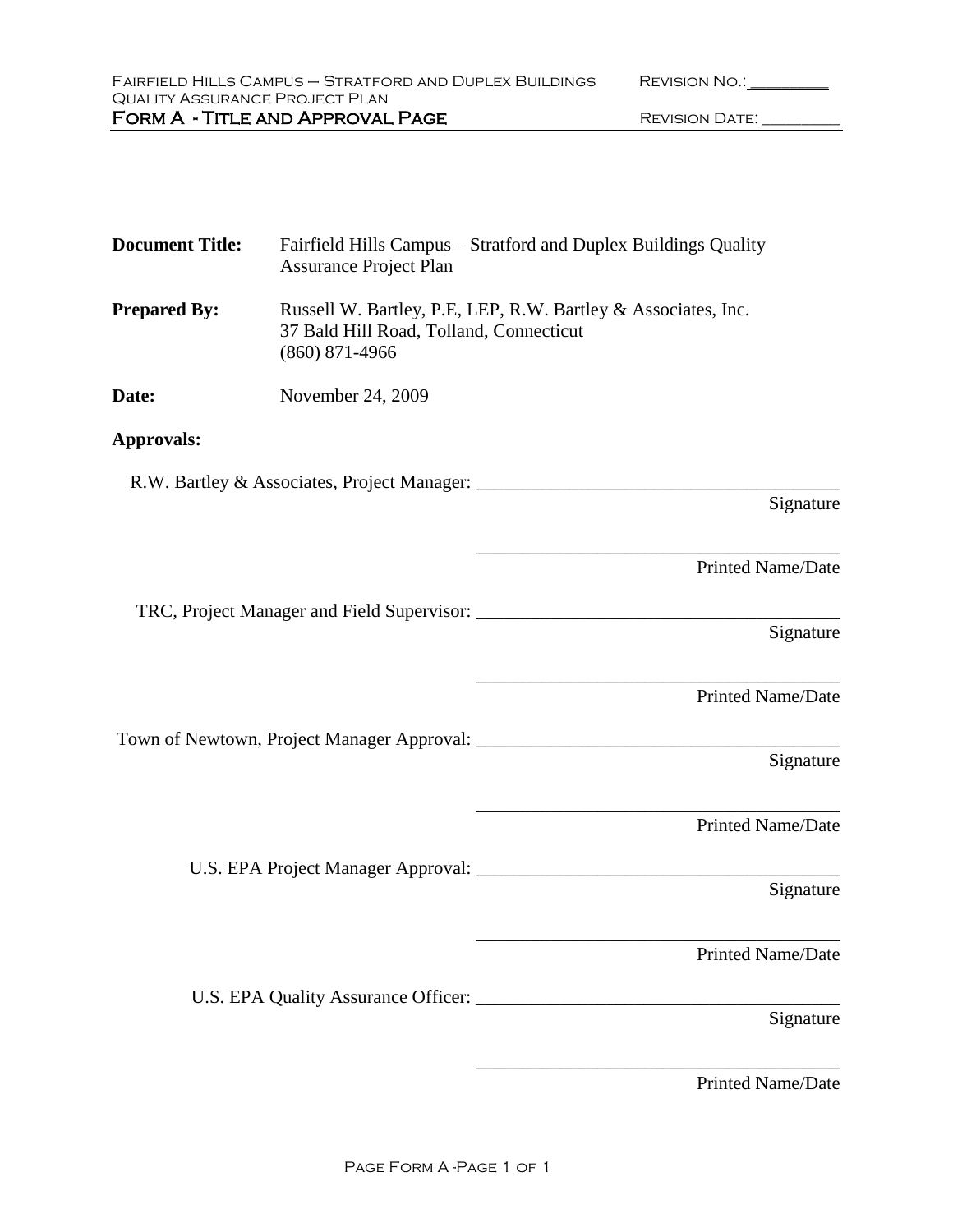# Form A - Title and Approval Page

**Document Title:** Fairfield Hills Campus – Stratford and Duplex Buildings Quality Assurance Project Plan

**Prepared By:** Russell W. Bartley, P.E, LEP, R.W. Bartley & Associates, Inc.
37 Bald Hill Road, Tolland, Connecticut
(860) 871-4966

**Date:** November 24, 2009

**Approvals:**

R.W. Bartley & Associates, Project Manager: _______________________________________
Signature

_______________________________________
Printed Name/Date

TRC, Project Manager and Field Supervisor: _______________________________________
Signature

_______________________________________
Printed Name/Date

Town of Newtown, Project Manager Approval: _______________________________________
Signature

_______________________________________
Printed Name/Date

U.S. EPA Project Manager Approval: _______________________________________
Signature

_______________________________________
Printed Name/Date

U.S. EPA Quality Assurance Officer: _______________________________________
Signature

_______________________________________
Printed Name/Date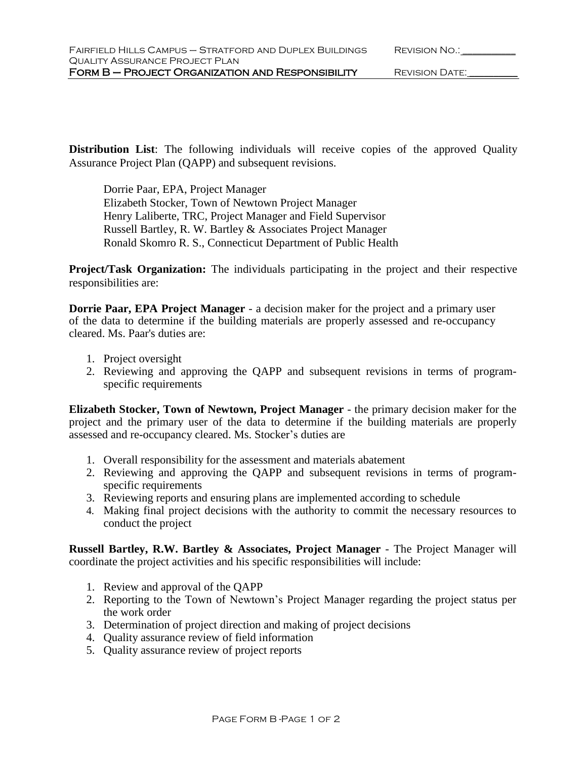**Distribution List**: The following individuals will receive copies of the approved Quality Assurance Project Plan (QAPP) and subsequent revisions.

Dorrie Paar, EPA, Project Manager
Elizabeth Stocker, Town of Newtown Project Manager
Henry Laliberte, TRC, Project Manager and Field Supervisor
Russell Bartley, R. W. Bartley & Associates Project Manager
Ronald Skomro R. S., Connecticut Department of Public Health

**Project/Task Organization:** The individuals participating in the project and their respective responsibilities are:

**Dorrie Paar, EPA Project Manager** - a decision maker for the project and a primary user of the data to determine if the building materials are properly assessed and re-occupancy cleared. Ms. Paar's duties are:

1. Project oversight
2. Reviewing and approving the QAPP and subsequent revisions in terms of program-specific requirements

**Elizabeth Stocker, Town of Newtown, Project Manager** - the primary decision maker for the project and the primary user of the data to determine if the building materials are properly assessed and re-occupancy cleared. Ms. Stocker's duties are

1. Overall responsibility for the assessment and materials abatement
2. Reviewing and approving the QAPP and subsequent revisions in terms of program-specific requirements
3. Reviewing reports and ensuring plans are implemented according to schedule
4. Making final project decisions with the authority to commit the necessary resources to conduct the project

**Russell Bartley, R.W. Bartley & Associates, Project Manager** - The Project Manager will coordinate the project activities and his specific responsibilities will include:

1. Review and approval of the QAPP
2. Reporting to the Town of Newtown's Project Manager regarding the project status per the work order
3. Determination of project direction and making of project decisions
4. Quality assurance review of field information
5. Quality assurance review of project reports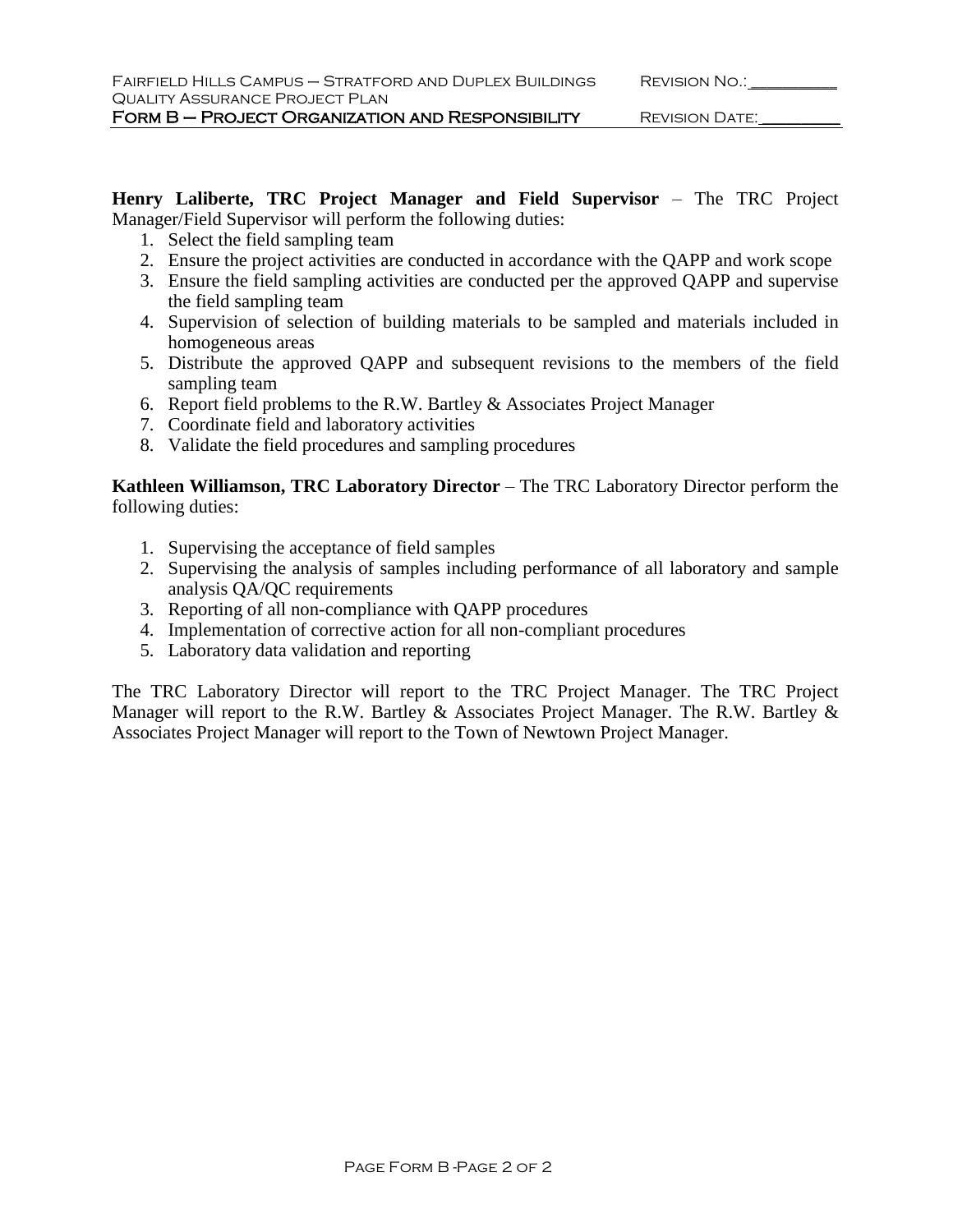**Henry Laliberte, TRC Project Manager and Field Supervisor** – The TRC Project Manager/Field Supervisor will perform the following duties:

1. Select the field sampling team
2. Ensure the project activities are conducted in accordance with the QAPP and work scope
3. Ensure the field sampling activities are conducted per the approved QAPP and supervise the field sampling team
4. Supervision of selection of building materials to be sampled and materials included in homogeneous areas
5. Distribute the approved QAPP and subsequent revisions to the members of the field sampling team
6. Report field problems to the R.W. Bartley & Associates Project Manager
7. Coordinate field and laboratory activities
8. Validate the field procedures and sampling procedures

**Kathleen Williamson, TRC Laboratory Director** – The TRC Laboratory Director perform the following duties:

1. Supervising the acceptance of field samples
2. Supervising the analysis of samples including performance of all laboratory and sample analysis QA/QC requirements
3. Reporting of all non-compliance with QAPP procedures
4. Implementation of corrective action for all non-compliant procedures
5. Laboratory data validation and reporting

The TRC Laboratory Director will report to the TRC Project Manager. The TRC Project Manager will report to the R.W. Bartley & Associates Project Manager. The R.W. Bartley & Associates Project Manager will report to the Town of Newtown Project Manager.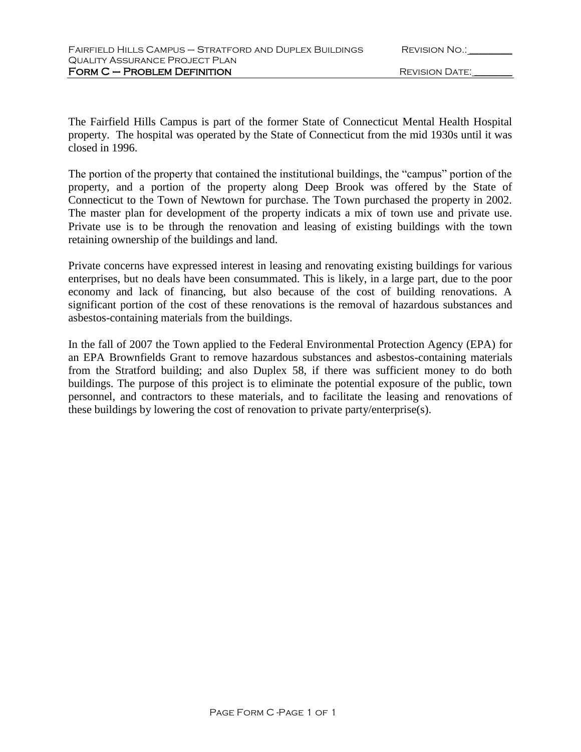The Fairfield Hills Campus is part of the former State of Connecticut Mental Health Hospital property. The hospital was operated by the State of Connecticut from the mid 1930s until it was closed in 1996.

The portion of the property that contained the institutional buildings, the "campus" portion of the property, and a portion of the property along Deep Brook was offered by the State of Connecticut to the Town of Newtown for purchase. The Town purchased the property in 2002. The master plan for development of the property indicats a mix of town use and private use. Private use is to be through the renovation and leasing of existing buildings with the town retaining ownership of the buildings and land.

Private concerns have expressed interest in leasing and renovating existing buildings for various enterprises, but no deals have been consummated. This is likely, in a large part, due to the poor economy and lack of financing, but also because of the cost of building renovations. A significant portion of the cost of these renovations is the removal of hazardous substances and asbestos-containing materials from the buildings.

In the fall of 2007 the Town applied to the Federal Environmental Protection Agency (EPA) for an EPA Brownfields Grant to remove hazardous substances and asbestos-containing materials from the Stratford building; and also Duplex 58, if there was sufficient money to do both buildings. The purpose of this project is to eliminate the potential exposure of the public, town personnel, and contractors to these materials, and to facilitate the leasing and renovations of these buildings by lowering the cost of renovation to private party/enterprise(s).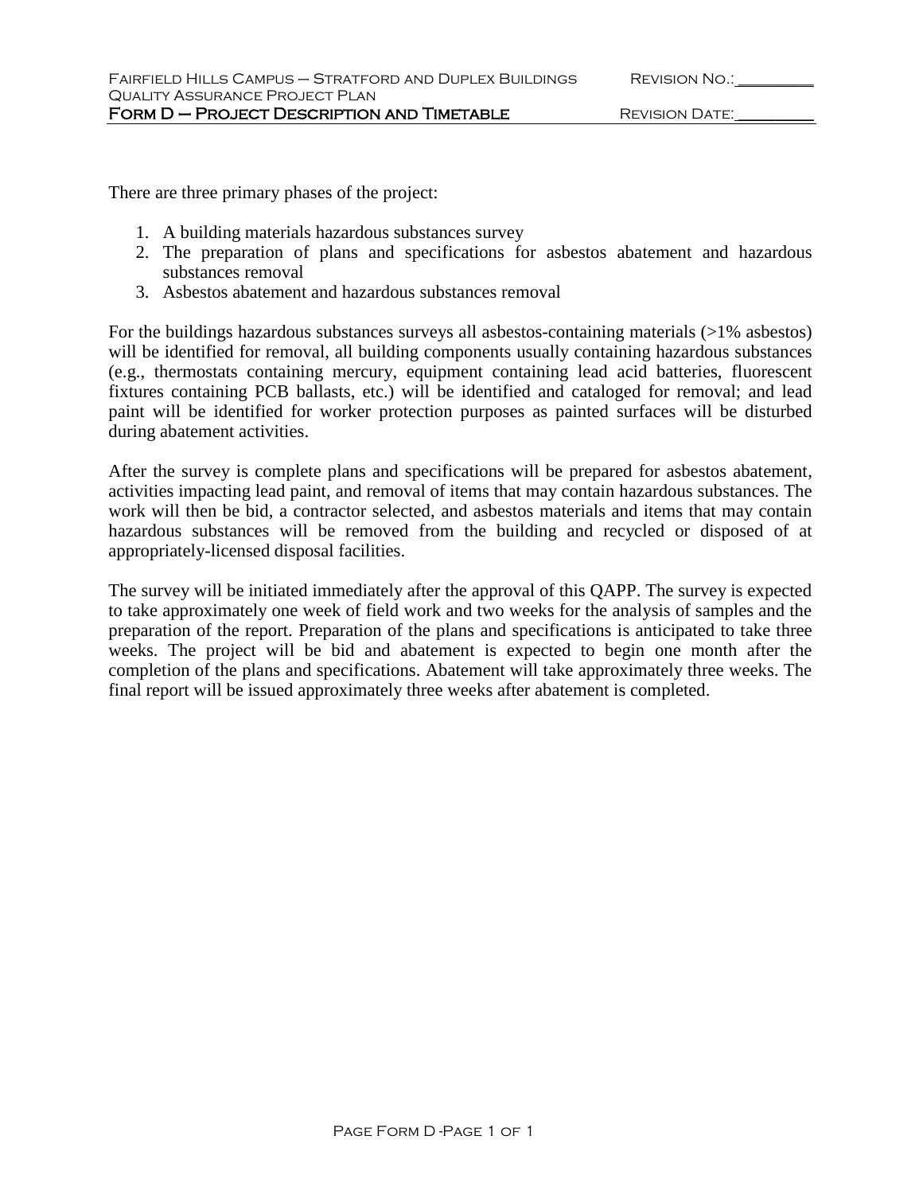There are three primary phases of the project:

1. A building materials hazardous substances survey
2. The preparation of plans and specifications for asbestos abatement and hazardous substances removal
3. Asbestos abatement and hazardous substances removal

For the buildings hazardous substances surveys all asbestos-containing materials (>1% asbestos) will be identified for removal, all building components usually containing hazardous substances (e.g., thermostats containing mercury, equipment containing lead acid batteries, fluorescent fixtures containing PCB ballasts, etc.) will be identified and cataloged for removal; and lead paint will be identified for worker protection purposes as painted surfaces will be disturbed during abatement activities.

After the survey is complete plans and specifications will be prepared for asbestos abatement, activities impacting lead paint, and removal of items that may contain hazardous substances. The work will then be bid, a contractor selected, and asbestos materials and items that may contain hazardous substances will be removed from the building and recycled or disposed of at appropriately-licensed disposal facilities.

The survey will be initiated immediately after the approval of this QAPP. The survey is expected to take approximately one week of field work and two weeks for the analysis of samples and the preparation of the report. Preparation of the plans and specifications is anticipated to take three weeks. The project will be bid and abatement is expected to begin one month after the completion of the plans and specifications. Abatement will take approximately three weeks. The final report will be issued approximately three weeks after abatement is completed.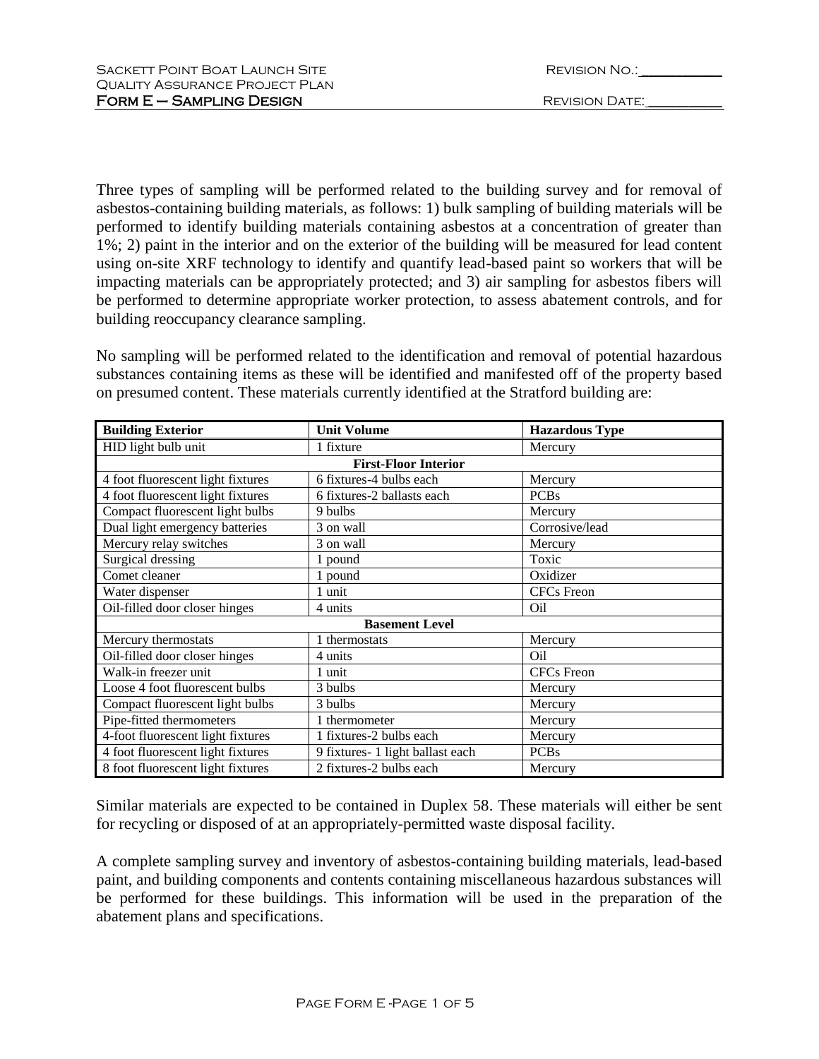Three types of sampling will be performed related to the building survey and for removal of asbestos-containing building materials, as follows: 1) bulk sampling of building materials will be performed to identify building materials containing asbestos at a concentration of greater than 1%; 2) paint in the interior and on the exterior of the building will be measured for lead content using on-site XRF technology to identify and quantify lead-based paint so workers that will be impacting materials can be appropriately protected; and 3) air sampling for asbestos fibers will be performed to determine appropriate worker protection, to assess abatement controls, and for building reoccupancy clearance sampling.

No sampling will be performed related to the identification and removal of potential hazardous substances containing items as these will be identified and manifested off of the property based on presumed content. These materials currently identified at the Stratford building are:

| Building Exterior | Unit Volume | Hazardous Type |
|---|---|---|
| HID light bulb unit | 1 fixture | Mercury |
| **First-Floor Interior** | | |
| 4 foot fluorescent light fixtures | 6 fixtures-4 bulbs each | Mercury |
| 4 foot fluorescent light fixtures | 6 fixtures-2 ballasts each | PCBs |
| Compact fluorescent light bulbs | 9 bulbs | Mercury |
| Dual light emergency batteries | 3 on wall | Corrosive/lead |
| Mercury relay switches | 3 on wall | Mercury |
| Surgical dressing | 1 pound | Toxic |
| Comet cleaner | 1 pound | Oxidizer |
| Water dispenser | 1 unit | CFCs Freon |
| Oil-filled door closer hinges | 4 units | Oil |
| **Basement Level** | | |
| Mercury thermostats | 1 thermostats | Mercury |
| Oil-filled door closer hinges | 4 units | Oil |
| Walk-in freezer unit | 1 unit | CFCs Freon |
| Loose 4 foot fluorescent bulbs | 3 bulbs | Mercury |
| Compact fluorescent light bulbs | 3 bulbs | Mercury |
| Pipe-fitted thermometers | 1 thermometer | Mercury |
| 4-foot fluorescent light fixtures | 1 fixtures-2 bulbs each | Mercury |
| 4 foot fluorescent light fixtures | 9 fixtures- 1 light ballast each | PCBs |
| 8 foot fluorescent light fixtures | 2 fixtures-2 bulbs each | Mercury |

Similar materials are expected to be contained in Duplex 58. These materials will either be sent for recycling or disposed of at an appropriately-permitted waste disposal facility.

A complete sampling survey and inventory of asbestos-containing building materials, lead-based paint, and building components and contents containing miscellaneous hazardous substances will be performed for these buildings. This information will be used in the preparation of the abatement plans and specifications.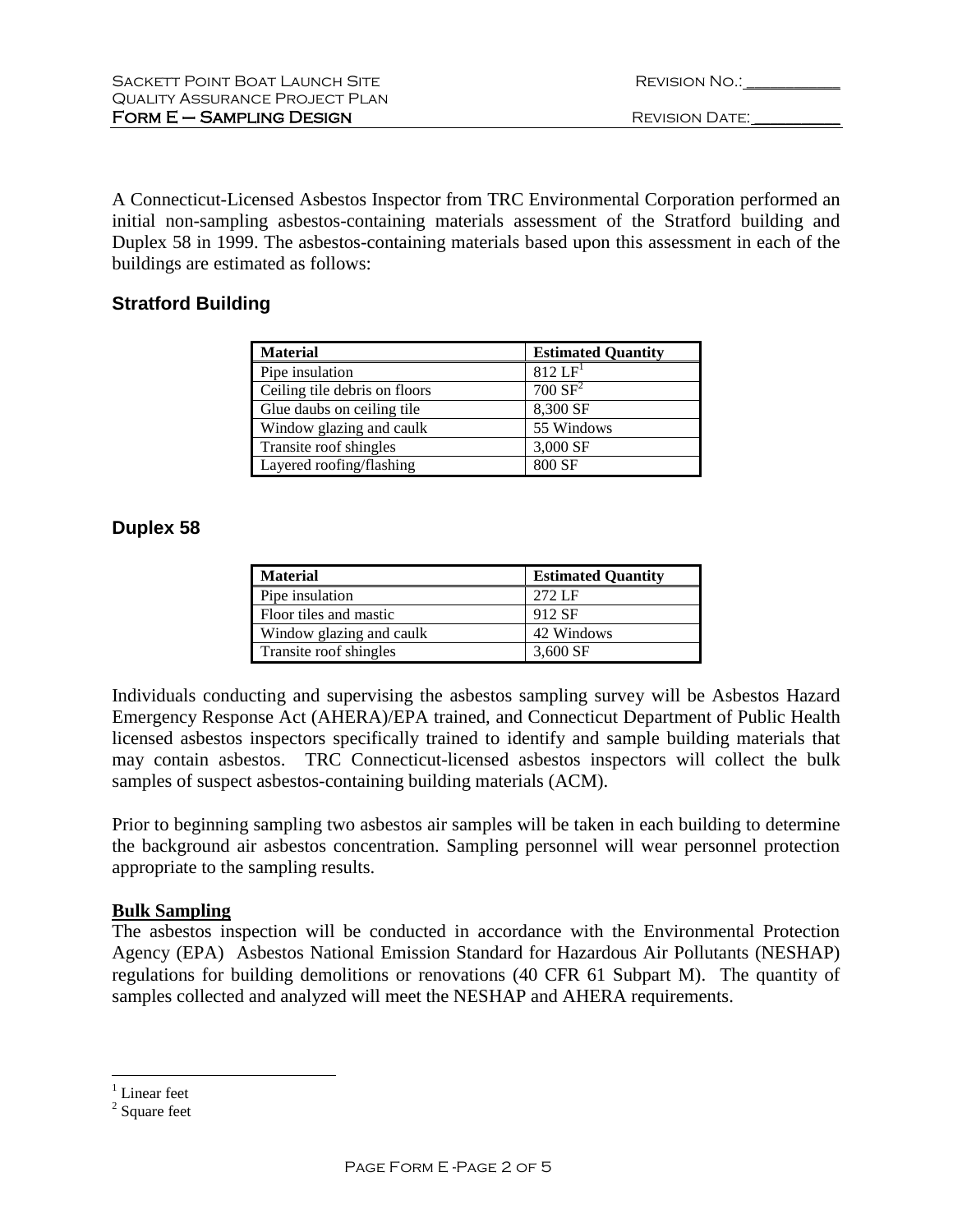A Connecticut-Licensed Asbestos Inspector from TRC Environmental Corporation performed an initial non-sampling asbestos-containing materials assessment of the Stratford building and Duplex 58 in 1999. The asbestos-containing materials based upon this assessment in each of the buildings are estimated as follows:

### Stratford Building

| Material | Estimated Quantity |
|---|---|
| Pipe insulation | 812 LF[1] |
| Ceiling tile debris on floors | 700 SF[2] |
| Glue daubs on ceiling tile | 8,300 SF |
| Window glazing and caulk | 55 Windows |
| Transite roof shingles | 3,000 SF |
| Layered roofing/flashing | 800 SF |

### Duplex 58

| Material | Estimated Quantity |
|---|---|
| Pipe insulation | 272 LF |
| Floor tiles and mastic | 912 SF |
| Window glazing and caulk | 42 Windows |
| Transite roof shingles | 3,600 SF |

Individuals conducting and supervising the asbestos sampling survey will be Asbestos Hazard Emergency Response Act (AHERA)/EPA trained, and Connecticut Department of Public Health licensed asbestos inspectors specifically trained to identify and sample building materials that may contain asbestos. TRC Connecticut-licensed asbestos inspectors will collect the bulk samples of suspect asbestos-containing building materials (ACM).

Prior to beginning sampling two asbestos air samples will be taken in each building to determine the background air asbestos concentration. Sampling personnel will wear personnel protection appropriate to the sampling results.

**Bulk Sampling**

The asbestos inspection will be conducted in accordance with the Environmental Protection Agency (EPA) Asbestos National Emission Standard for Hazardous Air Pollutants (NESHAP) regulations for building demolitions or renovations (40 CFR 61 Subpart M). The quantity of samples collected and analyzed will meet the NESHAP and AHERA requirements.

---

[1] Linear feet

[2] Square feet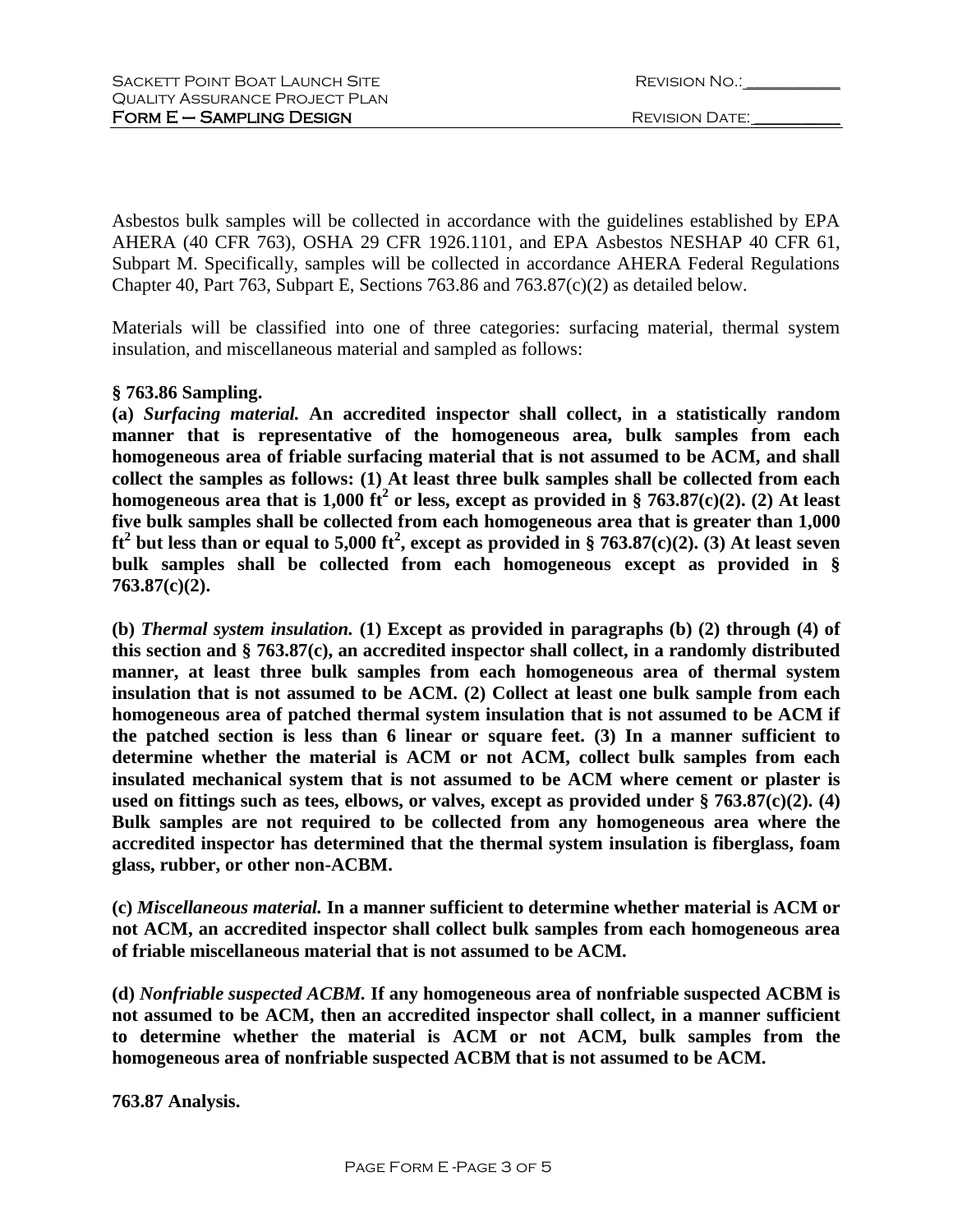Asbestos bulk samples will be collected in accordance with the guidelines established by EPA AHERA (40 CFR 763), OSHA 29 CFR 1926.1101, and EPA Asbestos NESHAP 40 CFR 61, Subpart M. Specifically, samples will be collected in accordance AHERA Federal Regulations Chapter 40, Part 763, Subpart E, Sections 763.86 and 763.87(c)(2) as detailed below.

Materials will be classified into one of three categories: surfacing material, thermal system insulation, and miscellaneous material and sampled as follows:

**§ 763.86 Sampling.**

**(a)** ***Surfacing material.*** **An accredited inspector shall collect, in a statistically random manner that is representative of the homogeneous area, bulk samples from each homogeneous area of friable surfacing material that is not assumed to be ACM, and shall collect the samples as follows: (1) At least three bulk samples shall be collected from each homogeneous area that is 1,000 ft$^2$ or less, except as provided in § 763.87(c)(2). (2) At least five bulk samples shall be collected from each homogeneous area that is greater than 1,000 ft$^2$ but less than or equal to 5,000 ft$^2$, except as provided in § 763.87(c)(2). (3) At least seven bulk samples shall be collected from each homogeneous except as provided in § 763.87(c)(2).**

**(b)** ***Thermal system insulation.*** **(1) Except as provided in paragraphs (b) (2) through (4) of this section and § 763.87(c), an accredited inspector shall collect, in a randomly distributed manner, at least three bulk samples from each homogeneous area of thermal system insulation that is not assumed to be ACM. (2) Collect at least one bulk sample from each homogeneous area of patched thermal system insulation that is not assumed to be ACM if the patched section is less than 6 linear or square feet. (3) In a manner sufficient to determine whether the material is ACM or not ACM, collect bulk samples from each insulated mechanical system that is not assumed to be ACM where cement or plaster is used on fittings such as tees, elbows, or valves, except as provided under § 763.87(c)(2). (4) Bulk samples are not required to be collected from any homogeneous area where the accredited inspector has determined that the thermal system insulation is fiberglass, foam glass, rubber, or other non-ACBM.**

**(c)** ***Miscellaneous material.*** **In a manner sufficient to determine whether material is ACM or not ACM, an accredited inspector shall collect bulk samples from each homogeneous area of friable miscellaneous material that is not assumed to be ACM.**

**(d)** ***Nonfriable suspected ACBM.*** **If any homogeneous area of nonfriable suspected ACBM is not assumed to be ACM, then an accredited inspector shall collect, in a manner sufficient to determine whether the material is ACM or not ACM, bulk samples from the homogeneous area of nonfriable suspected ACBM that is not assumed to be ACM.**

**763.87 Analysis.**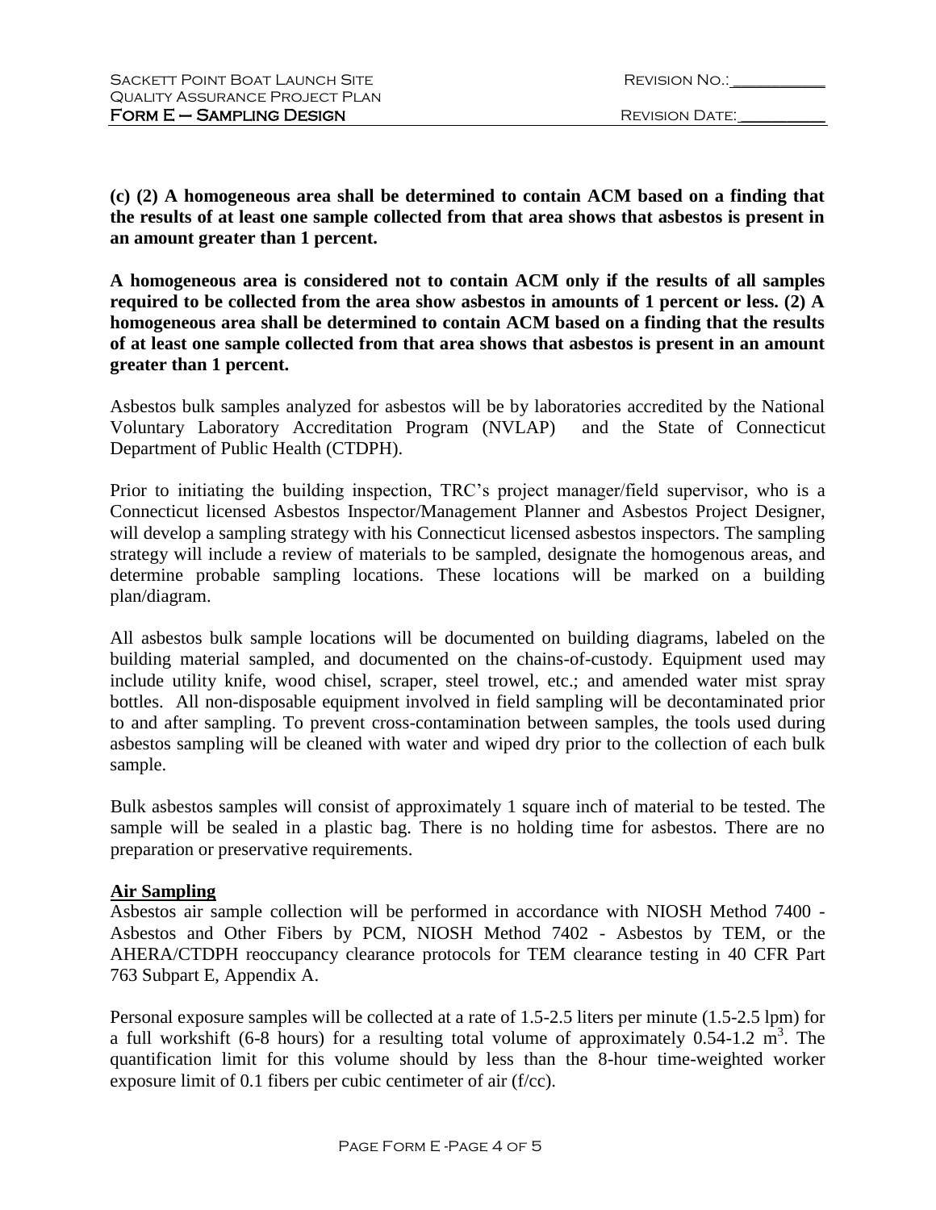**(c) (2) A homogeneous area shall be determined to contain ACM based on a finding that the results of at least one sample collected from that area shows that asbestos is present in an amount greater than 1 percent.**

**A homogeneous area is considered not to contain ACM only if the results of all samples required to be collected from the area show asbestos in amounts of 1 percent or less. (2) A homogeneous area shall be determined to contain ACM based on a finding that the results of at least one sample collected from that area shows that asbestos is present in an amount greater than 1 percent.**

Asbestos bulk samples analyzed for asbestos will be by laboratories accredited by the National Voluntary Laboratory Accreditation Program (NVLAP) and the State of Connecticut Department of Public Health (CTDPH).

Prior to initiating the building inspection, TRC's project manager/field supervisor, who is a Connecticut licensed Asbestos Inspector/Management Planner and Asbestos Project Designer, will develop a sampling strategy with his Connecticut licensed asbestos inspectors. The sampling strategy will include a review of materials to be sampled, designate the homogenous areas, and determine probable sampling locations. These locations will be marked on a building plan/diagram.

All asbestos bulk sample locations will be documented on building diagrams, labeled on the building material sampled, and documented on the chains-of-custody. Equipment used may include utility knife, wood chisel, scraper, steel trowel, etc.; and amended water mist spray bottles. All non-disposable equipment involved in field sampling will be decontaminated prior to and after sampling. To prevent cross-contamination between samples, the tools used during asbestos sampling will be cleaned with water and wiped dry prior to the collection of each bulk sample.

Bulk asbestos samples will consist of approximately 1 square inch of material to be tested. The sample will be sealed in a plastic bag. There is no holding time for asbestos. There are no preparation or preservative requirements.

**Air Sampling**

Asbestos air sample collection will be performed in accordance with NIOSH Method 7400 - Asbestos and Other Fibers by PCM, NIOSH Method 7402 - Asbestos by TEM, or the AHERA/CTDPH reoccupancy clearance protocols for TEM clearance testing in 40 CFR Part 763 Subpart E, Appendix A.

Personal exposure samples will be collected at a rate of 1.5-2.5 liters per minute (1.5-2.5 lpm) for a full workshift (6-8 hours) for a resulting total volume of approximately 0.54-1.2 $m^3$. The quantification limit for this volume should by less than the 8-hour time-weighted worker exposure limit of 0.1 fibers per cubic centimeter of air (f/cc).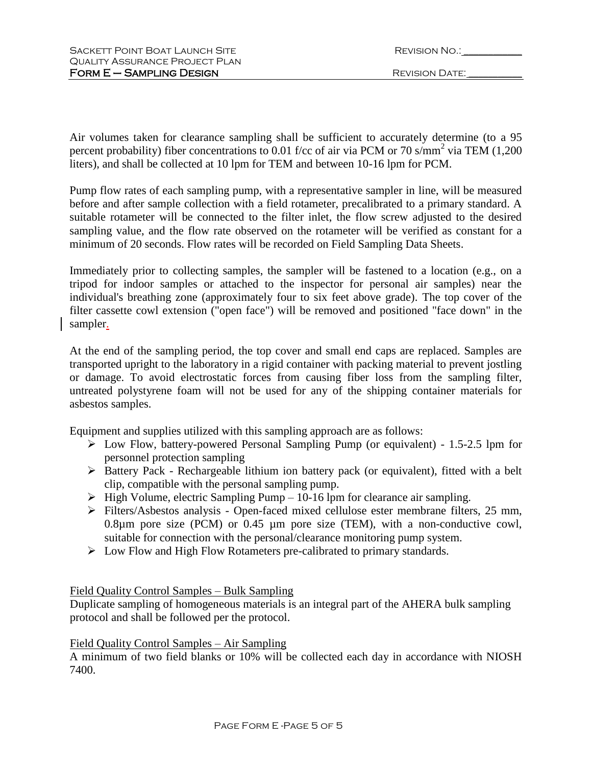Air volumes taken for clearance sampling shall be sufficient to accurately determine (to a 95 percent probability) fiber concentrations to 0.01 f/cc of air via PCM or 70 s/mm$^2$ via TEM (1,200 liters), and shall be collected at 10 lpm for TEM and between 10-16 lpm for PCM.

Pump flow rates of each sampling pump, with a representative sampler in line, will be measured before and after sample collection with a field rotameter, precalibrated to a primary standard. A suitable rotameter will be connected to the filter inlet, the flow screw adjusted to the desired sampling value, and the flow rate observed on the rotameter will be verified as constant for a minimum of 20 seconds. Flow rates will be recorded on Field Sampling Data Sheets.

Immediately prior to collecting samples, the sampler will be fastened to a location (e.g., on a tripod for indoor samples or attached to the inspector for personal air samples) near the individual's breathing zone (approximately four to six feet above grade). The top cover of the filter cassette cowl extension ("open face") will be removed and positioned "face down" in the sampler.

At the end of the sampling period, the top cover and small end caps are replaced. Samples are transported upright to the laboratory in a rigid container with packing material to prevent jostling or damage. To avoid electrostatic forces from causing fiber loss from the sampling filter, untreated polystyrene foam will not be used for any of the shipping container materials for asbestos samples.

Equipment and supplies utilized with this sampling approach are as follows:

- Low Flow, battery-powered Personal Sampling Pump (or equivalent) - 1.5-2.5 lpm for personnel protection sampling
- Battery Pack - Rechargeable lithium ion battery pack (or equivalent), fitted with a belt clip, compatible with the personal sampling pump.
- High Volume, electric Sampling Pump – 10-16 lpm for clearance air sampling.
- Filters/Asbestos analysis - Open-faced mixed cellulose ester membrane filters, 25 mm, 0.8µm pore size (PCM) or 0.45 µm pore size (TEM), with a non-conductive cowl, suitable for connection with the personal/clearance monitoring pump system.
- Low Flow and High Flow Rotameters pre-calibrated to primary standards.

Field Quality Control Samples – Bulk Sampling

Duplicate sampling of homogeneous materials is an integral part of the AHERA bulk sampling protocol and shall be followed per the protocol.

Field Quality Control Samples – Air Sampling

A minimum of two field blanks or 10% will be collected each day in accordance with NIOSH 7400.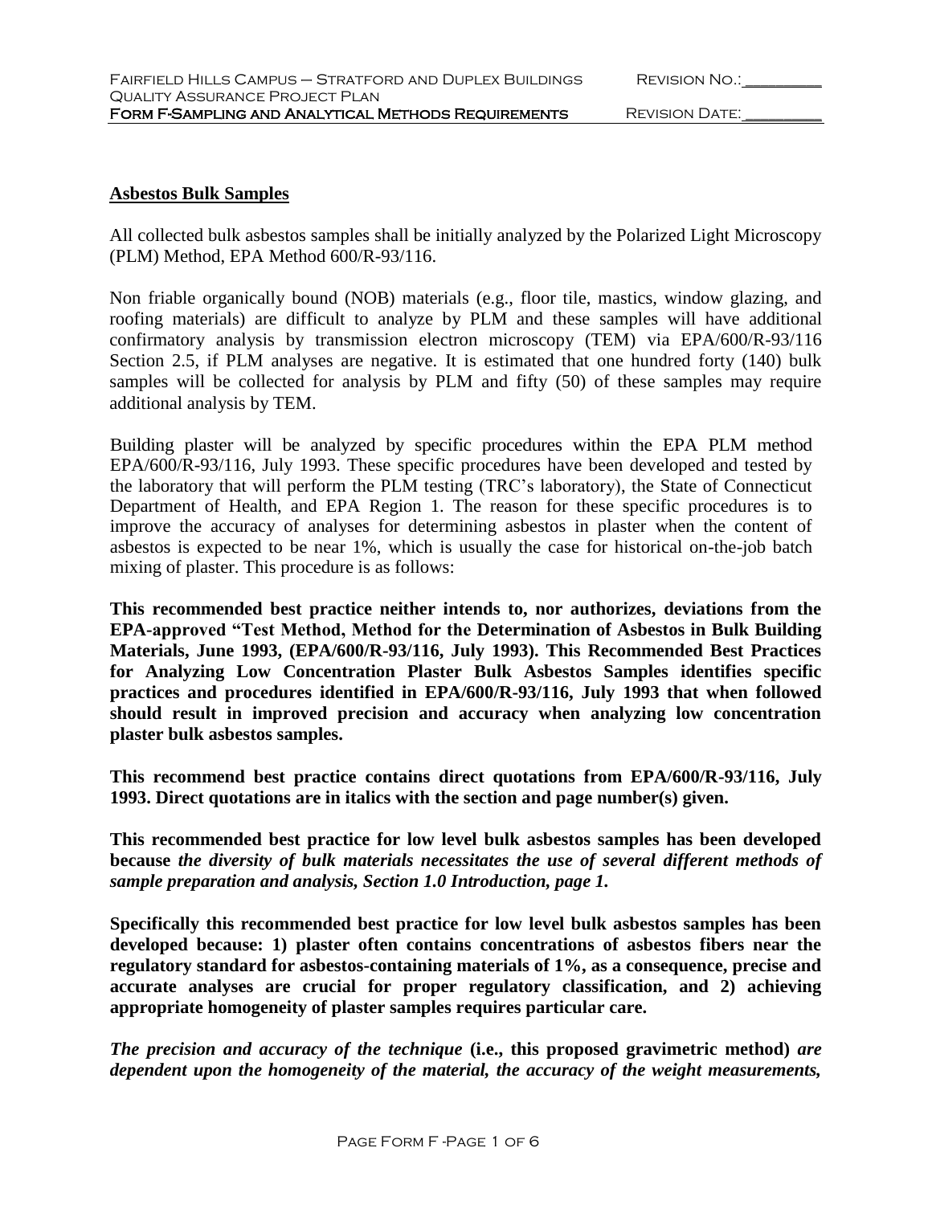## Asbestos Bulk Samples

All collected bulk asbestos samples shall be initially analyzed by the Polarized Light Microscopy (PLM) Method, EPA Method 600/R-93/116.

Non friable organically bound (NOB) materials (e.g., floor tile, mastics, window glazing, and roofing materials) are difficult to analyze by PLM and these samples will have additional confirmatory analysis by transmission electron microscopy (TEM) via EPA/600/R-93/116 Section 2.5, if PLM analyses are negative. It is estimated that one hundred forty (140) bulk samples will be collected for analysis by PLM and fifty (50) of these samples may require additional analysis by TEM.

Building plaster will be analyzed by specific procedures within the EPA PLM method EPA/600/R-93/116, July 1993. These specific procedures have been developed and tested by the laboratory that will perform the PLM testing (TRC's laboratory), the State of Connecticut Department of Health, and EPA Region 1. The reason for these specific procedures is to improve the accuracy of analyses for determining asbestos in plaster when the content of asbestos is expected to be near 1%, which is usually the case for historical on-the-job batch mixing of plaster. This procedure is as follows:

**This recommended best practice neither intends to, nor authorizes, deviations from the EPA-approved "Test Method, Method for the Determination of Asbestos in Bulk Building Materials, June 1993, (EPA/600/R-93/116, July 1993). This Recommended Best Practices for Analyzing Low Concentration Plaster Bulk Asbestos Samples identifies specific practices and procedures identified in EPA/600/R-93/116, July 1993 that when followed should result in improved precision and accuracy when analyzing low concentration plaster bulk asbestos samples.**

**This recommend best practice contains direct quotations from EPA/600/R-93/116, July 1993. Direct quotations are in italics with the section and page number(s) given.**

**This recommended best practice for low level bulk asbestos samples has been developed because *the diversity of bulk materials necessitates the use of several different methods of sample preparation and analysis, Section 1.0 Introduction, page 1.***

**Specifically this recommended best practice for low level bulk asbestos samples has been developed because: 1) plaster often contains concentrations of asbestos fibers near the regulatory standard for asbestos-containing materials of 1%, as a consequence, precise and accurate analyses are crucial for proper regulatory classification, and 2) achieving appropriate homogeneity of plaster samples requires particular care.**

***The precision and accuracy of the technique* (i.e., this proposed gravimetric method) *are dependent upon the homogeneity of the material, the accuracy of the weight measurements,***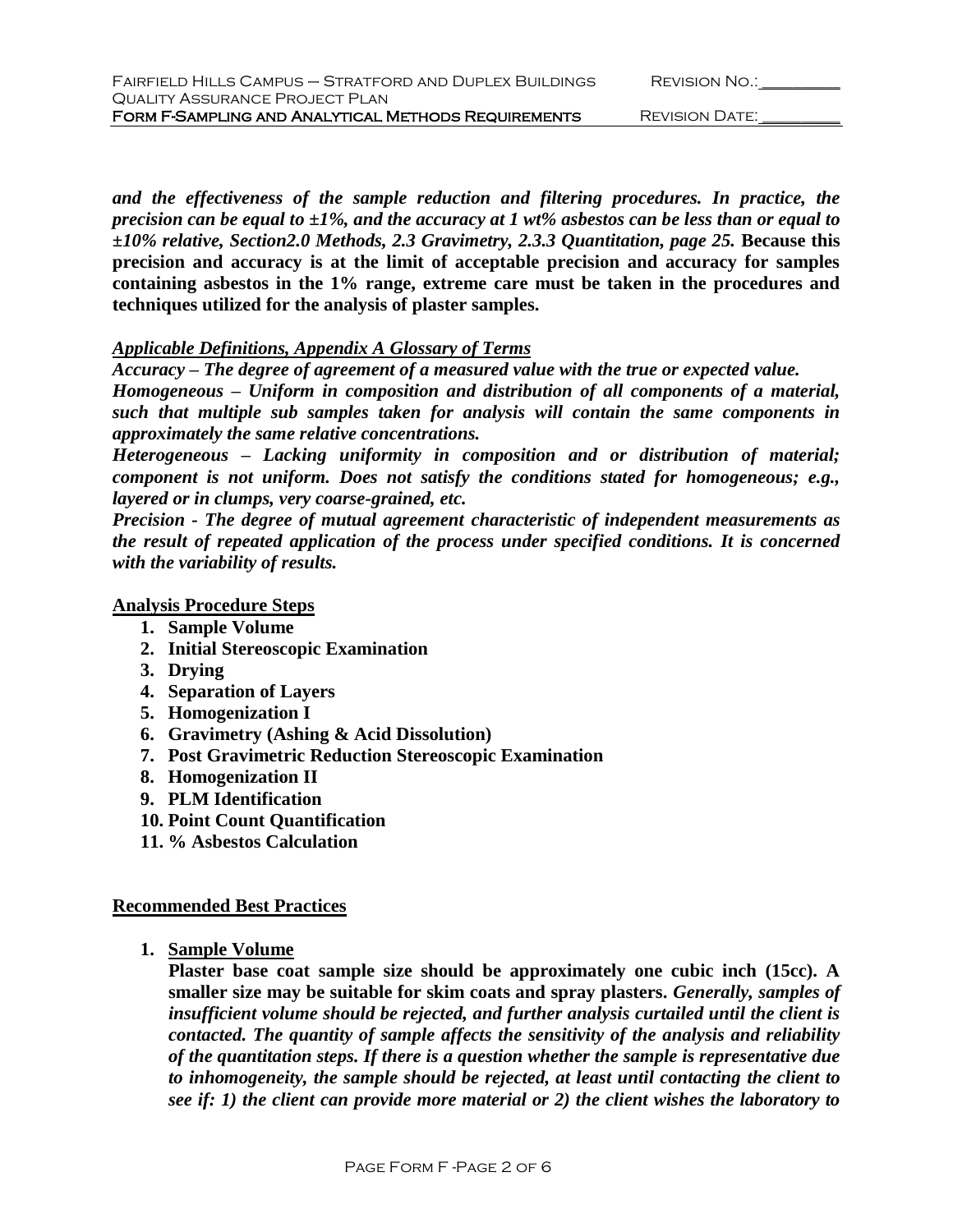***and the effectiveness of the sample reduction and filtering procedures. In practice, the precision can be equal to ±1%, and the accuracy at 1 wt% asbestos can be less than or equal to ±10% relative, Section2.0 Methods, 2.3 Gravimetry, 2.3.3 Quantitation, page 25.*** **Because this precision and accuracy is at the limit of acceptable precision and accuracy for samples containing asbestos in the 1% range, extreme care must be taken in the procedures and techniques utilized for the analysis of plaster samples.**

***Applicable Definitions, Appendix A Glossary of Terms***

***Accuracy – The degree of agreement of a measured value with the true or expected value.***

***Homogeneous – Uniform in composition and distribution of all components of a material, such that multiple sub samples taken for analysis will contain the same components in approximately the same relative concentrations.***

***Heterogeneous – Lacking uniformity in composition and or distribution of material; component is not uniform. Does not satisfy the conditions stated for homogeneous; e.g., layered or in clumps, very coarse-grained, etc.***

***Precision - The degree of mutual agreement characteristic of independent measurements as the result of repeated application of the process under specified conditions. It is concerned with the variability of results.***

**Analysis Procedure Steps**

1. **Sample Volume**
2. **Initial Stereoscopic Examination**
3. **Drying**
4. **Separation of Layers**
5. **Homogenization I**
6. **Gravimetry (Ashing & Acid Dissolution)**
7. **Post Gravimetric Reduction Stereoscopic Examination**
8. **Homogenization II**
9. **PLM Identification**
10. **Point Count Quantification**
11. **% Asbestos Calculation**

**Recommended Best Practices**

1. **Sample Volume**

   **Plaster base coat sample size should be approximately one cubic inch (15cc). A smaller size may be suitable for skim coats and spray plasters.** ***Generally, samples of insufficient volume should be rejected, and further analysis curtailed until the client is contacted. The quantity of sample affects the sensitivity of the analysis and reliability of the quantitation steps. If there is a question whether the sample is representative due to inhomogeneity, the sample should be rejected, at least until contacting the client to see if: 1) the client can provide more material or 2) the client wishes the laboratory to***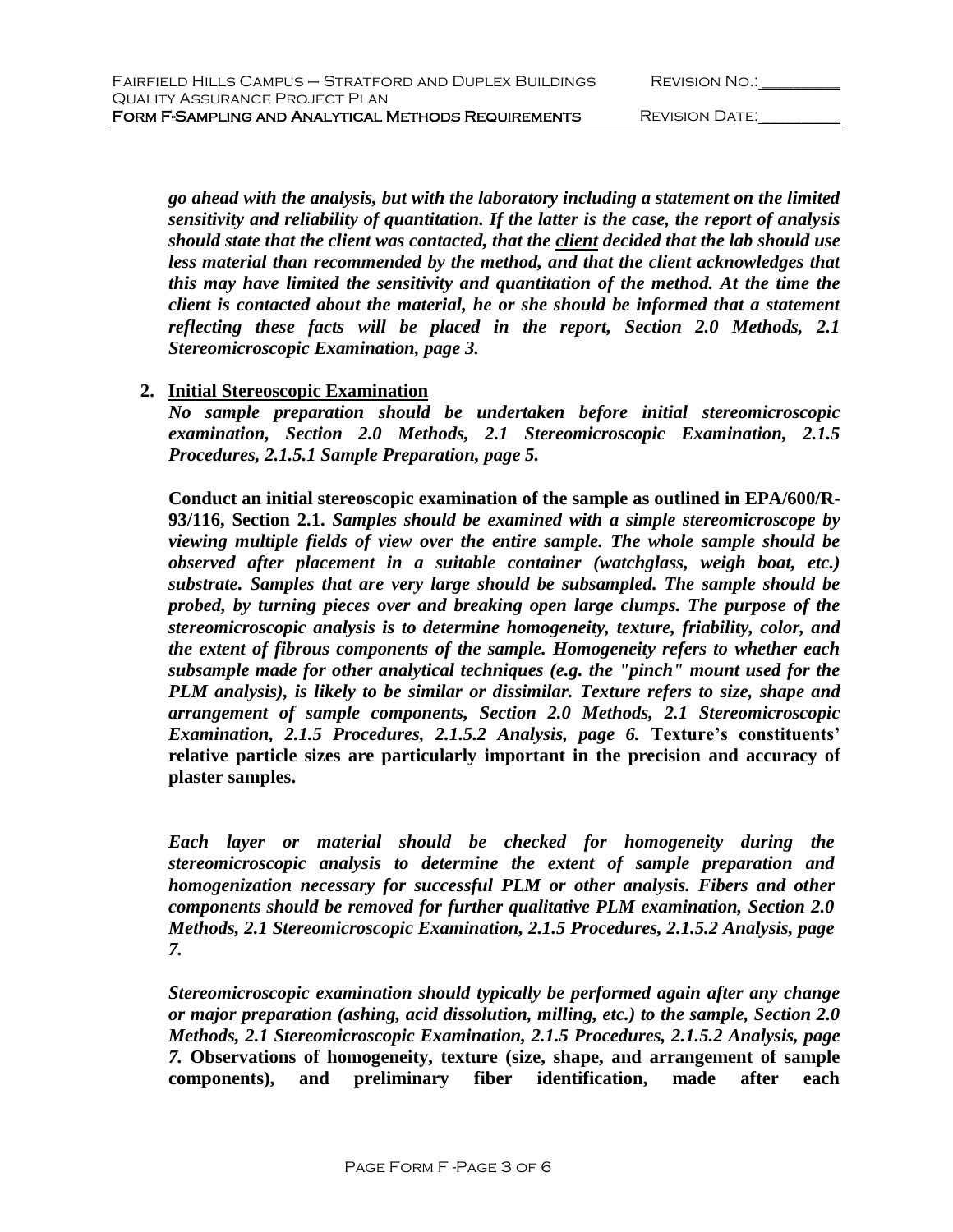***go ahead with the analysis, but with the laboratory including a statement on the limited sensitivity and reliability of quantitation. If the latter is the case, the report of analysis should state that the client was contacted, that the <u>client</u> decided that the lab should use less material than recommended by the method, and that the client acknowledges that this may have limited the sensitivity and quantitation of the method. At the time the client is contacted about the material, he or she should be informed that a statement reflecting these facts will be placed in the report, Section 2.0 Methods, 2.1 Stereomicroscopic Examination, page 3.***

2. **<u>Initial Stereoscopic Examination</u>**
   ***No sample preparation should be undertaken before initial stereomicroscopic examination, Section 2.0 Methods, 2.1 Stereomicroscopic Examination, 2.1.5 Procedures, 2.1.5.1 Sample Preparation, page 5.***

   **Conduct an initial stereoscopic examination of the sample as outlined in EPA/600/R-93/116, Section 2.1.** ***Samples should be examined with a simple stereomicroscope by viewing multiple fields of view over the entire sample. The whole sample should be observed after placement in a suitable container (watchglass, weigh boat, etc.) substrate. Samples that are very large should be subsampled. The sample should be probed, by turning pieces over and breaking open large clumps. The purpose of the stereomicroscopic analysis is to determine homogeneity, texture, friability, color, and the extent of fibrous components of the sample. Homogeneity refers to whether each subsample made for other analytical techniques (e.g. the "pinch" mount used for the PLM analysis), is likely to be similar or dissimilar. Texture refers to size, shape and arrangement of sample components, Section 2.0 Methods, 2.1 Stereomicroscopic Examination, 2.1.5 Procedures, 2.1.5.2 Analysis, page 6.*** **Texture's constituents' relative particle sizes are particularly important in the precision and accuracy of plaster samples.**

   ***Each layer or material should be checked for homogeneity during the stereomicroscopic analysis to determine the extent of sample preparation and homogenization necessary for successful PLM or other analysis. Fibers and other components should be removed for further qualitative PLM examination, Section 2.0 Methods, 2.1 Stereomicroscopic Examination, 2.1.5 Procedures, 2.1.5.2 Analysis, page 7.***

   ***Stereomicroscopic examination should typically be performed again after any change or major preparation (ashing, acid dissolution, milling, etc.) to the sample, Section 2.0 Methods, 2.1 Stereomicroscopic Examination, 2.1.5 Procedures, 2.1.5.2 Analysis, page 7.*** **Observations of homogeneity, texture (size, shape, and arrangement of sample components), and preliminary fiber identification, made after each**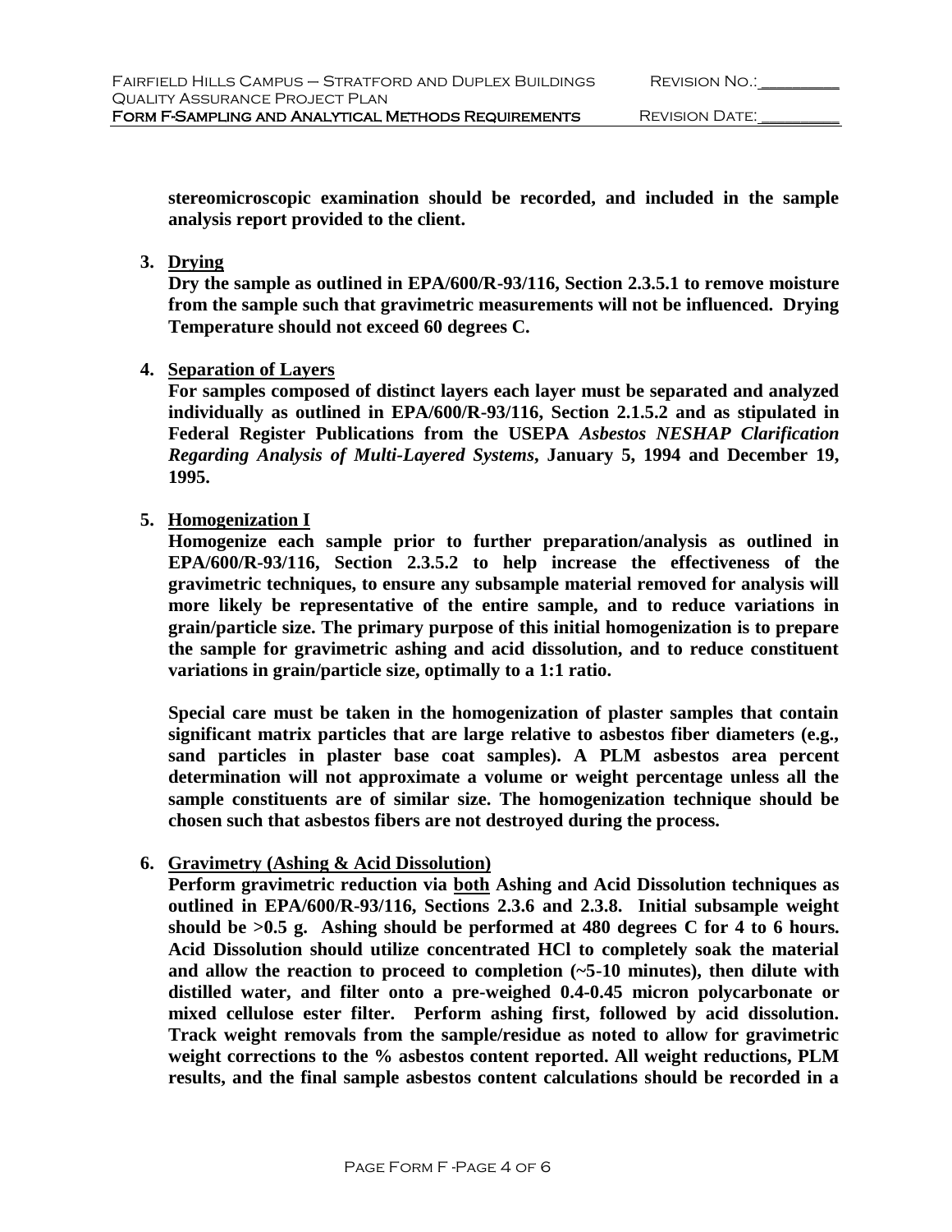**stereomicroscopic examination should be recorded, and included in the sample analysis report provided to the client.**

3. **Drying**
   **Dry the sample as outlined in EPA/600/R-93/116, Section 2.3.5.1 to remove moisture from the sample such that gravimetric measurements will not be influenced. Drying Temperature should not exceed 60 degrees C.**

4. **Separation of Layers**
   **For samples composed of distinct layers each layer must be separated and analyzed individually as outlined in EPA/600/R-93/116, Section 2.1.5.2 and as stipulated in Federal Register Publications from the USEPA *Asbestos NESHAP Clarification Regarding Analysis of Multi-Layered Systems*, January 5, 1994 and December 19, 1995.**

5. **Homogenization I**
   **Homogenize each sample prior to further preparation/analysis as outlined in EPA/600/R-93/116, Section 2.3.5.2 to help increase the effectiveness of the gravimetric techniques, to ensure any subsample material removed for analysis will more likely be representative of the entire sample, and to reduce variations in grain/particle size. The primary purpose of this initial homogenization is to prepare the sample for gravimetric ashing and acid dissolution, and to reduce constituent variations in grain/particle size, optimally to a 1:1 ratio.**

   **Special care must be taken in the homogenization of plaster samples that contain significant matrix particles that are large relative to asbestos fiber diameters (e.g., sand particles in plaster base coat samples). A PLM asbestos area percent determination will not approximate a volume or weight percentage unless all the sample constituents are of similar size. The homogenization technique should be chosen such that asbestos fibers are not destroyed during the process.**

6. **Gravimetry (Ashing & Acid Dissolution)**
   **Perform gravimetric reduction via <u>both</u> Ashing and Acid Dissolution techniques as outlined in EPA/600/R-93/116, Sections 2.3.6 and 2.3.8. Initial subsample weight should be >0.5 g. Ashing should be performed at 480 degrees C for 4 to 6 hours. Acid Dissolution should utilize concentrated HCl to completely soak the material and allow the reaction to proceed to completion (~5-10 minutes), then dilute with distilled water, and filter onto a pre-weighed 0.4-0.45 micron polycarbonate or mixed cellulose ester filter. Perform ashing first, followed by acid dissolution. Track weight removals from the sample/residue as noted to allow for gravimetric weight corrections to the % asbestos content reported. All weight reductions, PLM results, and the final sample asbestos content calculations should be recorded in a**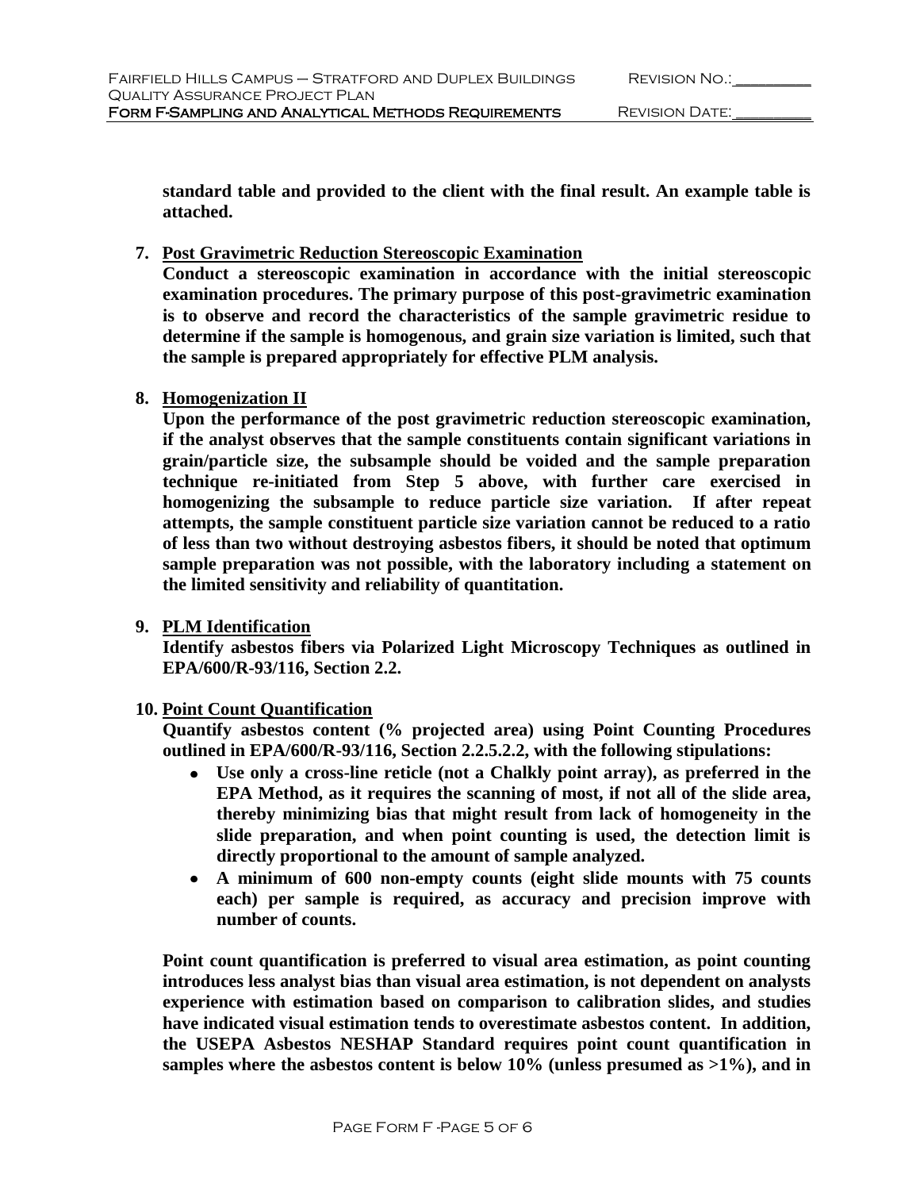**standard table and provided to the client with the final result. An example table is attached.**

7. **Post Gravimetric Reduction Stereoscopic Examination**

   **Conduct a stereoscopic examination in accordance with the initial stereoscopic examination procedures. The primary purpose of this post-gravimetric examination is to observe and record the characteristics of the sample gravimetric residue to determine if the sample is homogenous, and grain size variation is limited, such that the sample is prepared appropriately for effective PLM analysis.**

8. **Homogenization II**

   **Upon the performance of the post gravimetric reduction stereoscopic examination, if the analyst observes that the sample constituents contain significant variations in grain/particle size, the subsample should be voided and the sample preparation technique re-initiated from Step 5 above, with further care exercised in homogenizing the subsample to reduce particle size variation. If after repeat attempts, the sample constituent particle size variation cannot be reduced to a ratio of less than two without destroying asbestos fibers, it should be noted that optimum sample preparation was not possible, with the laboratory including a statement on the limited sensitivity and reliability of quantitation.**

9. **PLM Identification**

   **Identify asbestos fibers via Polarized Light Microscopy Techniques as outlined in EPA/600/R-93/116, Section 2.2.**

10. **Point Count Quantification**

    **Quantify asbestos content (% projected area) using Point Counting Procedures outlined in EPA/600/R-93/116, Section 2.2.5.2.2, with the following stipulations:**

    - **Use only a cross-line reticle (not a Chalkly point array), as preferred in the EPA Method, as it requires the scanning of most, if not all of the slide area, thereby minimizing bias that might result from lack of homogeneity in the slide preparation, and when point counting is used, the detection limit is directly proportional to the amount of sample analyzed.**
    - **A minimum of 600 non-empty counts (eight slide mounts with 75 counts each) per sample is required, as accuracy and precision improve with number of counts.**

    **Point count quantification is preferred to visual area estimation, as point counting introduces less analyst bias than visual area estimation, is not dependent on analysts experience with estimation based on comparison to calibration slides, and studies have indicated visual estimation tends to overestimate asbestos content. In addition, the USEPA Asbestos NESHAP Standard requires point count quantification in samples where the asbestos content is below 10% (unless presumed as >1%), and in**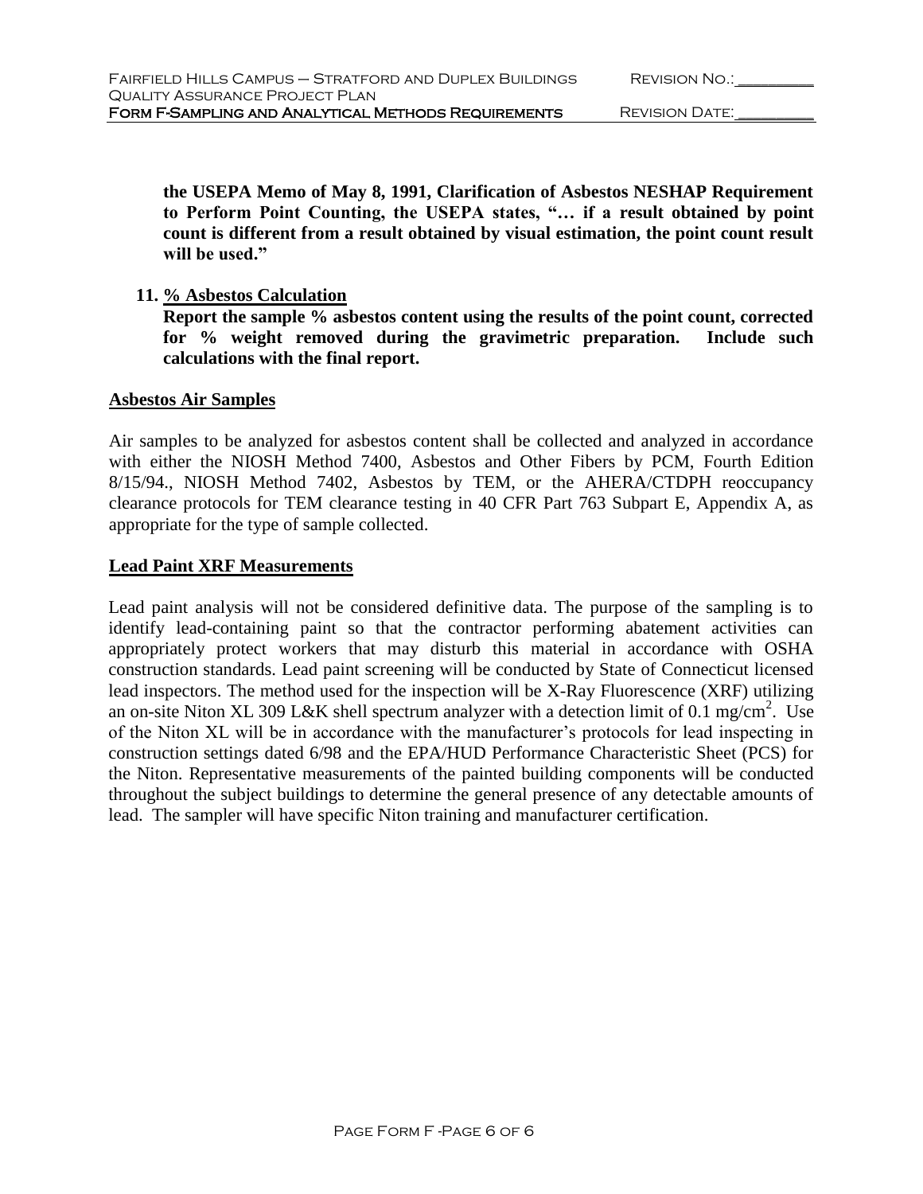**the USEPA Memo of May 8, 1991, Clarification of Asbestos NESHAP Requirement to Perform Point Counting, the USEPA states, "… if a result obtained by point count is different from a result obtained by visual estimation, the point count result will be used."**

**11. % Asbestos Calculation**

**Report the sample % asbestos content using the results of the point count, corrected for % weight removed during the gravimetric preparation. Include such calculations with the final report.**

**Asbestos Air Samples**

Air samples to be analyzed for asbestos content shall be collected and analyzed in accordance with either the NIOSH Method 7400, Asbestos and Other Fibers by PCM, Fourth Edition 8/15/94., NIOSH Method 7402, Asbestos by TEM, or the AHERA/CTDPH reoccupancy clearance protocols for TEM clearance testing in 40 CFR Part 763 Subpart E, Appendix A, as appropriate for the type of sample collected.

**Lead Paint XRF Measurements**

Lead paint analysis will not be considered definitive data. The purpose of the sampling is to identify lead-containing paint so that the contractor performing abatement activities can appropriately protect workers that may disturb this material in accordance with OSHA construction standards. Lead paint screening will be conducted by State of Connecticut licensed lead inspectors. The method used for the inspection will be X-Ray Fluorescence (XRF) utilizing an on-site Niton XL 309 L&K shell spectrum analyzer with a detection limit of 0.1 $mg/cm^2$. Use of the Niton XL will be in accordance with the manufacturer's protocols for lead inspecting in construction settings dated 6/98 and the EPA/HUD Performance Characteristic Sheet (PCS) for the Niton. Representative measurements of the painted building components will be conducted throughout the subject buildings to determine the general presence of any detectable amounts of lead. The sampler will have specific Niton training and manufacturer certification.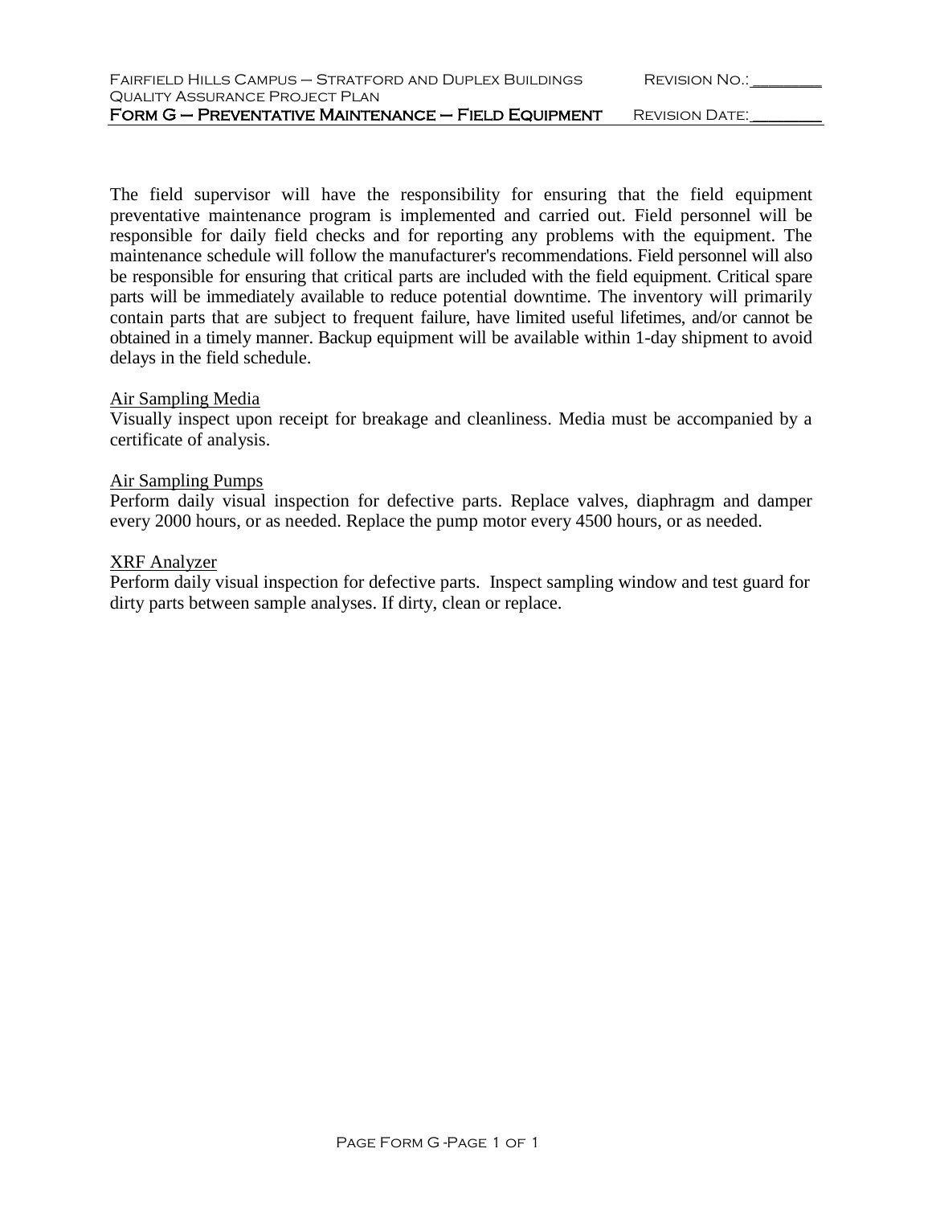The field supervisor will have the responsibility for ensuring that the field equipment preventative maintenance program is implemented and carried out. Field personnel will be responsible for daily field checks and for reporting any problems with the equipment. The maintenance schedule will follow the manufacturer's recommendations. Field personnel will also be responsible for ensuring that critical parts are included with the field equipment. Critical spare parts will be immediately available to reduce potential downtime. The inventory will primarily contain parts that are subject to frequent failure, have limited useful lifetimes, and/or cannot be obtained in a timely manner. Backup equipment will be available within 1-day shipment to avoid delays in the field schedule.

Air Sampling Media
Visually inspect upon receipt for breakage and cleanliness. Media must be accompanied by a certificate of analysis.

Air Sampling Pumps
Perform daily visual inspection for defective parts. Replace valves, diaphragm and damper every 2000 hours, or as needed. Replace the pump motor every 4500 hours, or as needed.

XRF Analyzer
Perform daily visual inspection for defective parts. Inspect sampling window and test guard for dirty parts between sample analyses. If dirty, clean or replace.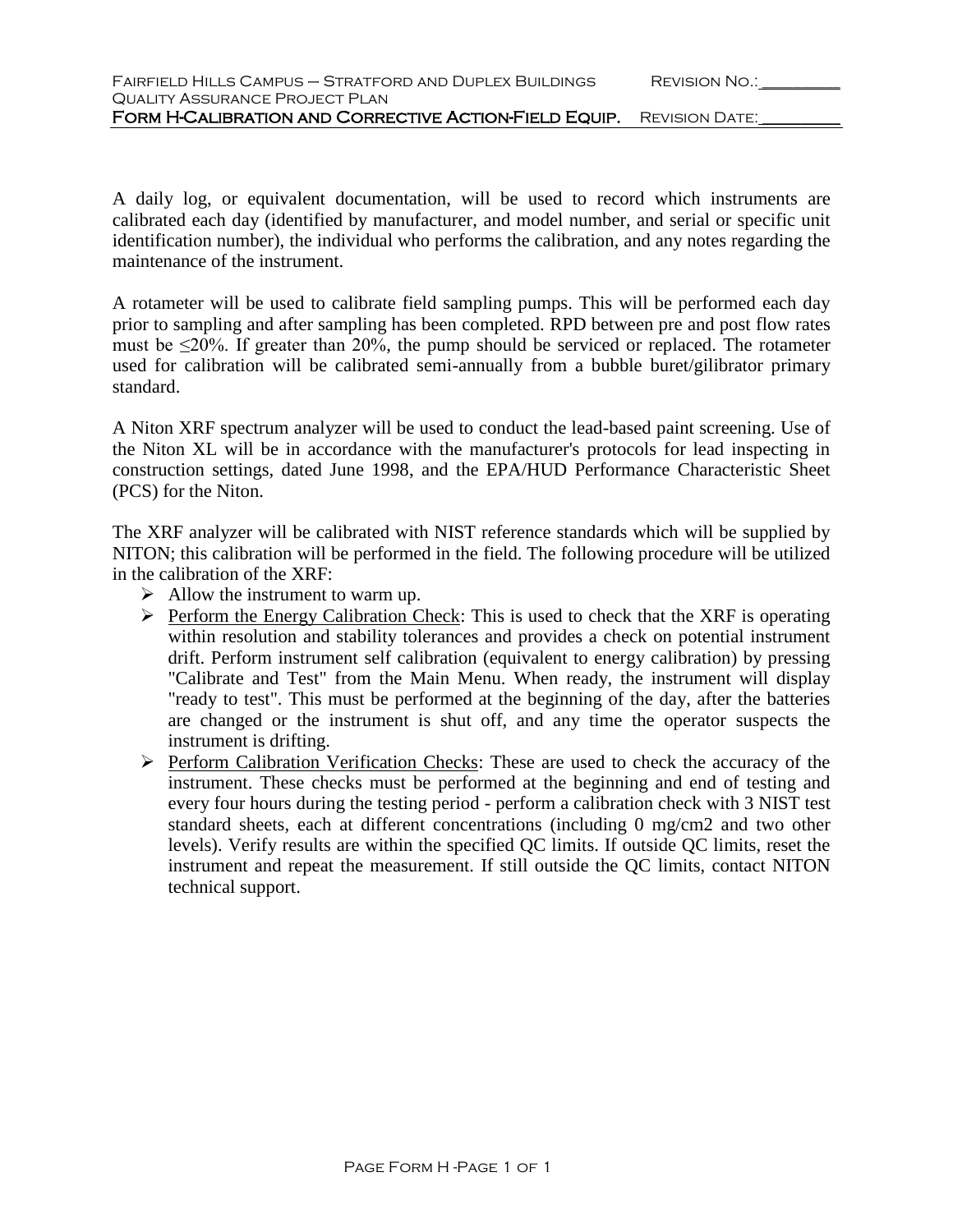A daily log, or equivalent documentation, will be used to record which instruments are calibrated each day (identified by manufacturer, and model number, and serial or specific unit identification number), the individual who performs the calibration, and any notes regarding the maintenance of the instrument.

A rotameter will be used to calibrate field sampling pumps. This will be performed each day prior to sampling and after sampling has been completed. RPD between pre and post flow rates must be $\leq$20%. If greater than 20%, the pump should be serviced or replaced. The rotameter used for calibration will be calibrated semi-annually from a bubble buret/gilibrator primary standard.

A Niton XRF spectrum analyzer will be used to conduct the lead-based paint screening. Use of the Niton XL will be in accordance with the manufacturer's protocols for lead inspecting in construction settings, dated June 1998, and the EPA/HUD Performance Characteristic Sheet (PCS) for the Niton.

The XRF analyzer will be calibrated with NIST reference standards which will be supplied by NITON; this calibration will be performed in the field. The following procedure will be utilized in the calibration of the XRF:

- Allow the instrument to warm up.
- Perform the Energy Calibration Check: This is used to check that the XRF is operating within resolution and stability tolerances and provides a check on potential instrument drift. Perform instrument self calibration (equivalent to energy calibration) by pressing "Calibrate and Test" from the Main Menu. When ready, the instrument will display "ready to test". This must be performed at the beginning of the day, after the batteries are changed or the instrument is shut off, and any time the operator suspects the instrument is drifting.
- Perform Calibration Verification Checks: These are used to check the accuracy of the instrument. These checks must be performed at the beginning and end of testing and every four hours during the testing period - perform a calibration check with 3 NIST test standard sheets, each at different concentrations (including 0 mg/cm2 and two other levels). Verify results are within the specified QC limits. If outside QC limits, reset the instrument and repeat the measurement. If still outside the QC limits, contact NITON technical support.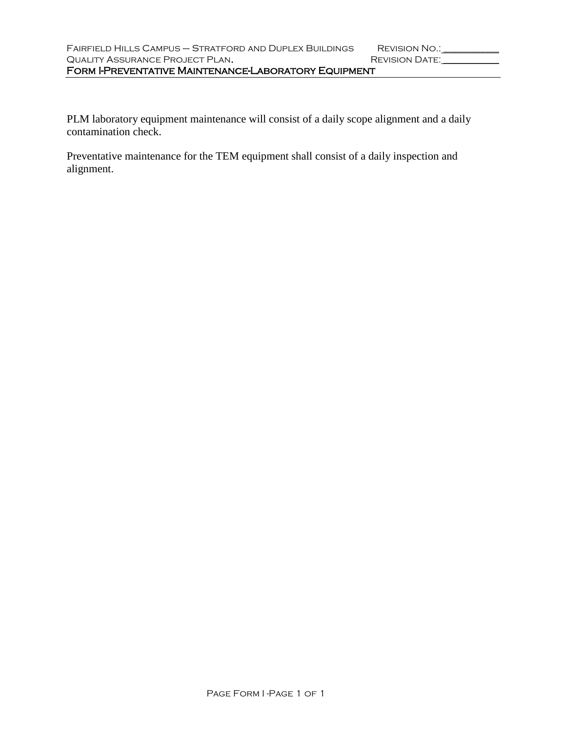PLM laboratory equipment maintenance will consist of a daily scope alignment and a daily contamination check.

Preventative maintenance for the TEM equipment shall consist of a daily inspection and alignment.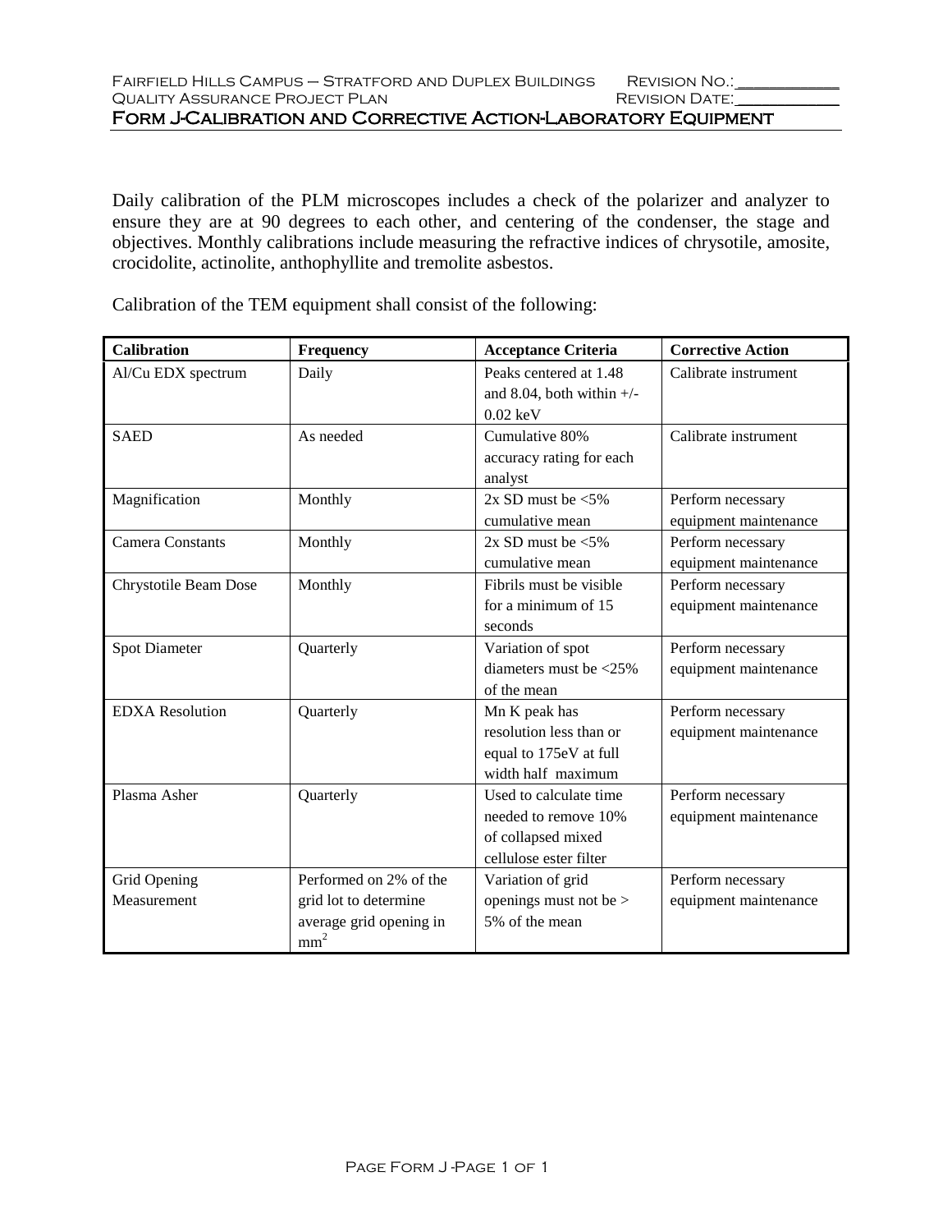# Form J-Calibration and Corrective Action-Laboratory Equipment

Daily calibration of the PLM microscopes includes a check of the polarizer and analyzer to ensure they are at 90 degrees to each other, and centering of the condenser, the stage and objectives. Monthly calibrations include measuring the refractive indices of chrysotile, amosite, crocidolite, actinolite, anthophyllite and tremolite asbestos.

Calibration of the TEM equipment shall consist of the following:

| Calibration | Frequency | Acceptance Criteria | Corrective Action |
|---|---|---|---|
| Al/Cu EDX spectrum | Daily | Peaks centered at 1.48 and 8.04, both within +/- 0.02 keV | Calibrate instrument |
| SAED | As needed | Cumulative 80% accuracy rating for each analyst | Calibrate instrument |
| Magnification | Monthly | 2x SD must be <5% cumulative mean | Perform necessary equipment maintenance |
| Camera Constants | Monthly | 2x SD must be <5% cumulative mean | Perform necessary equipment maintenance |
| Chrystotile Beam Dose | Monthly | Fibrils must be visible for a minimum of 15 seconds | Perform necessary equipment maintenance |
| Spot Diameter | Quarterly | Variation of spot diameters must be <25% of the mean | Perform necessary equipment maintenance |
| EDXA Resolution | Quarterly | Mn K peak has resolution less than or equal to 175eV at full width half maximum | Perform necessary equipment maintenance |
| Plasma Asher | Quarterly | Used to calculate time needed to remove 10% of collapsed mixed cellulose ester filter | Perform necessary equipment maintenance |
| Grid Opening Measurement | Performed on 2% of the grid lot to determine average grid opening in $mm^2$ | Variation of grid openings must not be > 5% of the mean | Perform necessary equipment maintenance |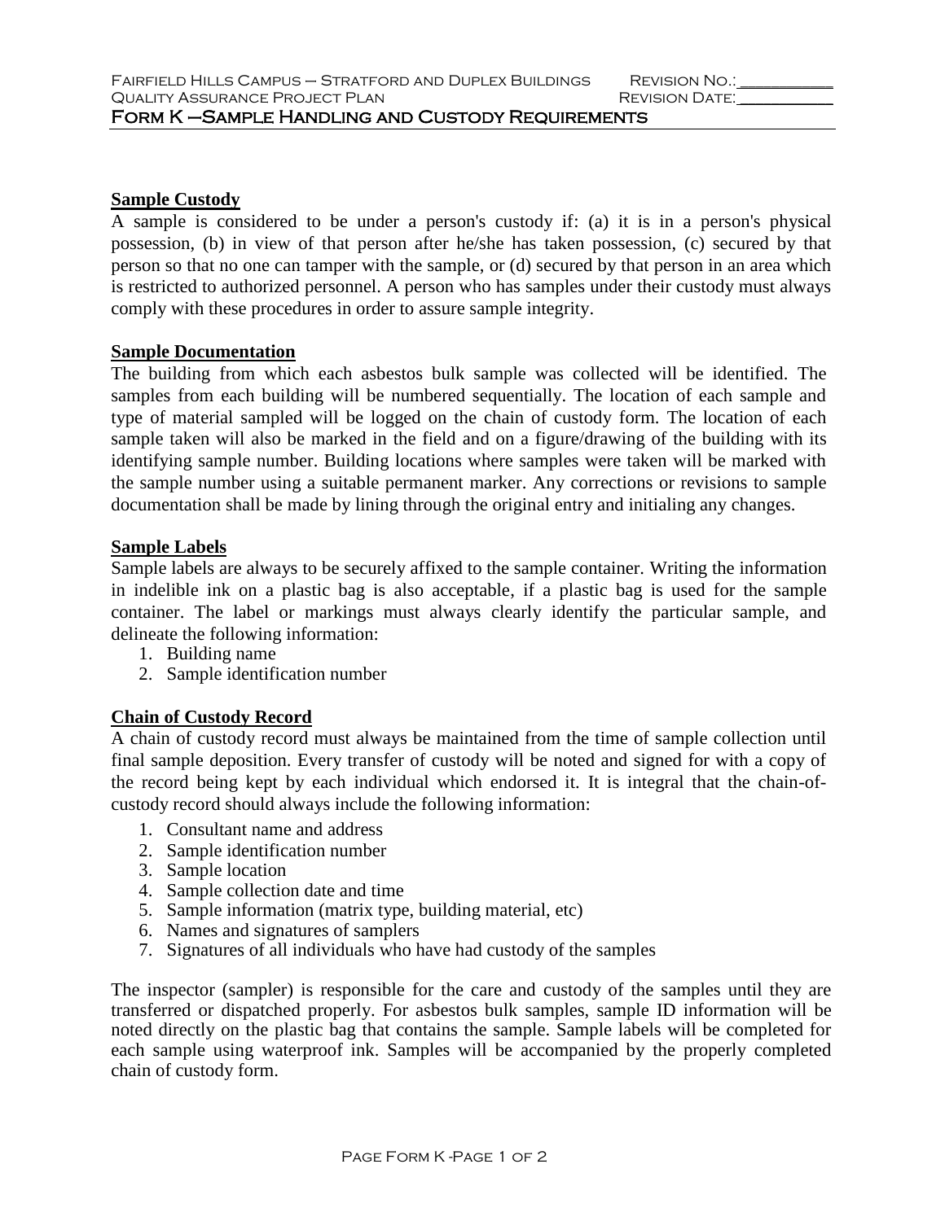## Form K – Sample Handling and Custody Requirements

**Sample Custody**

A sample is considered to be under a person's custody if: (a) it is in a person's physical possession, (b) in view of that person after he/she has taken possession, (c) secured by that person so that no one can tamper with the sample, or (d) secured by that person in an area which is restricted to authorized personnel. A person who has samples under their custody must always comply with these procedures in order to assure sample integrity.

**Sample Documentation**

The building from which each asbestos bulk sample was collected will be identified. The samples from each building will be numbered sequentially. The location of each sample and type of material sampled will be logged on the chain of custody form. The location of each sample taken will also be marked in the field and on a figure/drawing of the building with its identifying sample number. Building locations where samples were taken will be marked with the sample number using a suitable permanent marker. Any corrections or revisions to sample documentation shall be made by lining through the original entry and initialing any changes.

**Sample Labels**

Sample labels are always to be securely affixed to the sample container. Writing the information in indelible ink on a plastic bag is also acceptable, if a plastic bag is used for the sample container. The label or markings must always clearly identify the particular sample, and delineate the following information:

1. Building name
2. Sample identification number

**Chain of Custody Record**

A chain of custody record must always be maintained from the time of sample collection until final sample deposition. Every transfer of custody will be noted and signed for with a copy of the record being kept by each individual which endorsed it. It is integral that the chain-of-custody record should always include the following information:

1. Consultant name and address
2. Sample identification number
3. Sample location
4. Sample collection date and time
5. Sample information (matrix type, building material, etc)
6. Names and signatures of samplers
7. Signatures of all individuals who have had custody of the samples

The inspector (sampler) is responsible for the care and custody of the samples until they are transferred or dispatched properly. For asbestos bulk samples, sample ID information will be noted directly on the plastic bag that contains the sample. Sample labels will be completed for each sample using waterproof ink. Samples will be accompanied by the properly completed chain of custody form.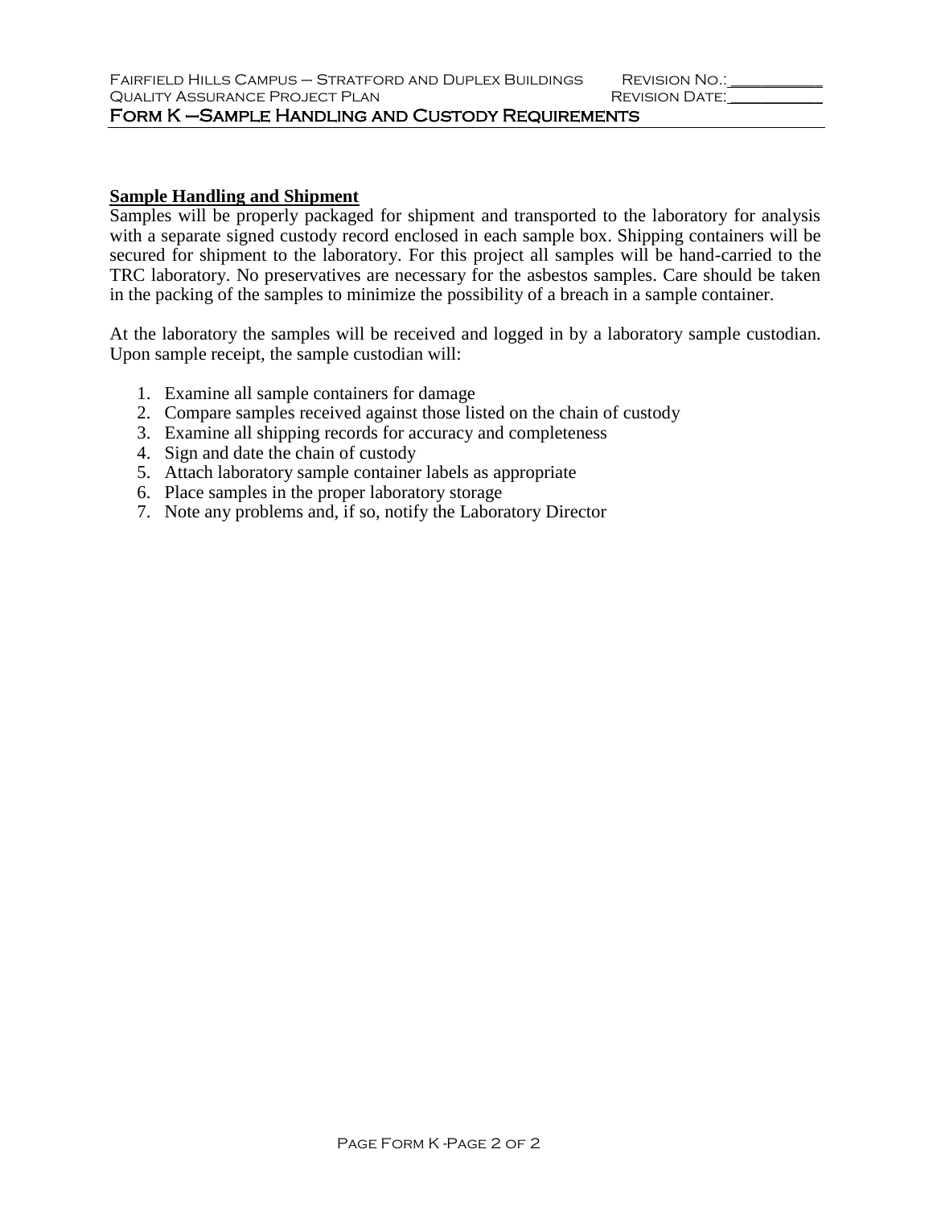## Sample Handling and Shipment

Samples will be properly packaged for shipment and transported to the laboratory for analysis with a separate signed custody record enclosed in each sample box. Shipping containers will be secured for shipment to the laboratory. For this project all samples will be hand-carried to the TRC laboratory. No preservatives are necessary for the asbestos samples. Care should be taken in the packing of the samples to minimize the possibility of a breach in a sample container.

At the laboratory the samples will be received and logged in by a laboratory sample custodian. Upon sample receipt, the sample custodian will:

1. Examine all sample containers for damage
2. Compare samples received against those listed on the chain of custody
3. Examine all shipping records for accuracy and completeness
4. Sign and date the chain of custody
5. Attach laboratory sample container labels as appropriate
6. Place samples in the proper laboratory storage
7. Note any problems and, if so, notify the Laboratory Director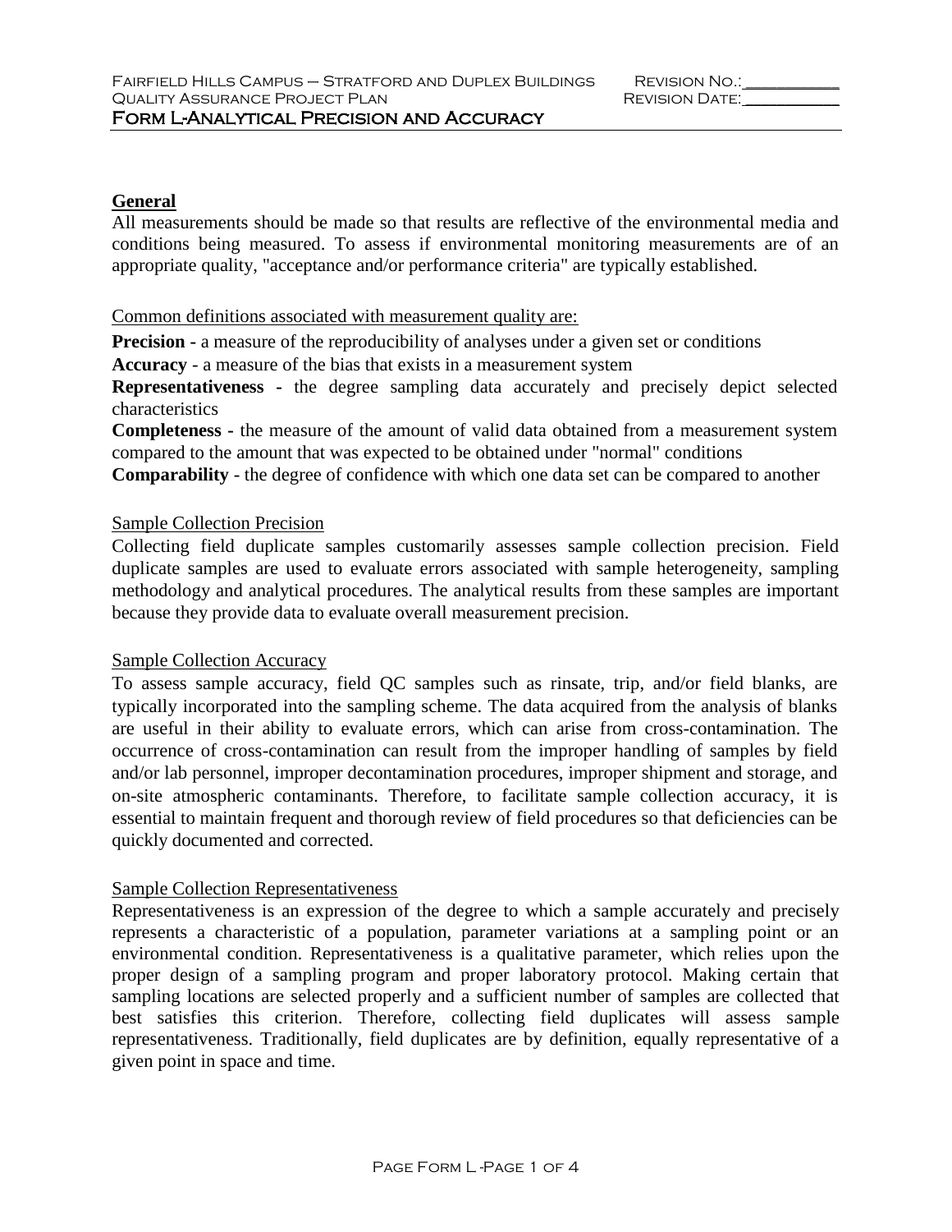## General

All measurements should be made so that results are reflective of the environmental media and conditions being measured. To assess if environmental monitoring measurements are of an appropriate quality, "acceptance and/or performance criteria" are typically established.

Common definitions associated with measurement quality are:

**Precision -** a measure of the reproducibility of analyses under a given set or conditions

**Accuracy** - a measure of the bias that exists in a measurement system

**Representativeness -** the degree sampling data accurately and precisely depict selected characteristics

**Completeness -** the measure of the amount of valid data obtained from a measurement system compared to the amount that was expected to be obtained under "normal" conditions

**Comparability** - the degree of confidence with which one data set can be compared to another

### Sample Collection Precision

Collecting field duplicate samples customarily assesses sample collection precision. Field duplicate samples are used to evaluate errors associated with sample heterogeneity, sampling methodology and analytical procedures. The analytical results from these samples are important because they provide data to evaluate overall measurement precision.

### Sample Collection Accuracy

To assess sample accuracy, field QC samples such as rinsate, trip, and/or field blanks, are typically incorporated into the sampling scheme. The data acquired from the analysis of blanks are useful in their ability to evaluate errors, which can arise from cross-contamination. The occurrence of cross-contamination can result from the improper handling of samples by field and/or lab personnel, improper decontamination procedures, improper shipment and storage, and on-site atmospheric contaminants. Therefore, to facilitate sample collection accuracy, it is essential to maintain frequent and thorough review of field procedures so that deficiencies can be quickly documented and corrected.

### Sample Collection Representativeness

Representativeness is an expression of the degree to which a sample accurately and precisely represents a characteristic of a population, parameter variations at a sampling point or an environmental condition. Representativeness is a qualitative parameter, which relies upon the proper design of a sampling program and proper laboratory protocol. Making certain that sampling locations are selected properly and a sufficient number of samples are collected that best satisfies this criterion. Therefore, collecting field duplicates will assess sample representativeness. Traditionally, field duplicates are by definition, equally representative of a given point in space and time.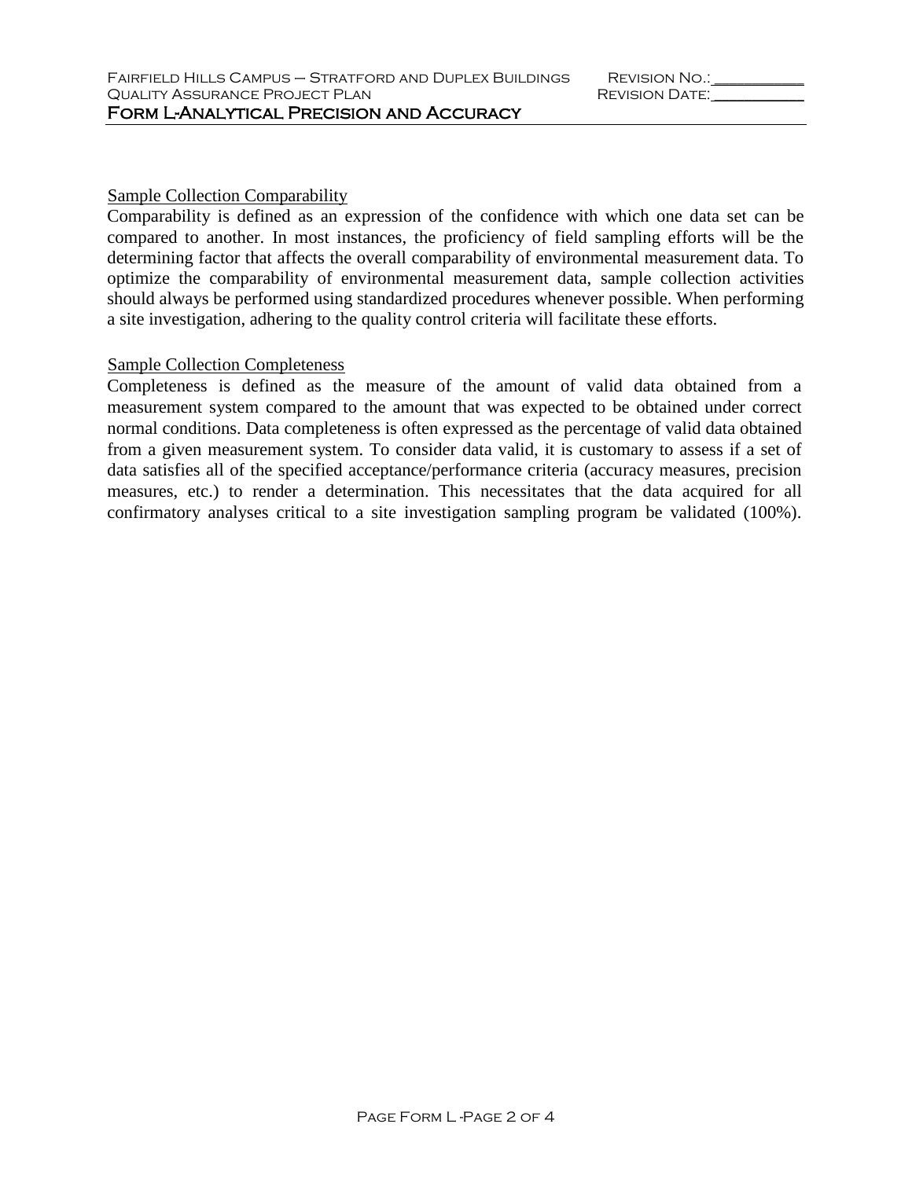Sample Collection Comparability

Comparability is defined as an expression of the confidence with which one data set can be compared to another. In most instances, the proficiency of field sampling efforts will be the determining factor that affects the overall comparability of environmental measurement data. To optimize the comparability of environmental measurement data, sample collection activities should always be performed using standardized procedures whenever possible. When performing a site investigation, adhering to the quality control criteria will facilitate these efforts.

Sample Collection Completeness

Completeness is defined as the measure of the amount of valid data obtained from a measurement system compared to the amount that was expected to be obtained under correct normal conditions. Data completeness is often expressed as the percentage of valid data obtained from a given measurement system. To consider data valid, it is customary to assess if a set of data satisfies all of the specified acceptance/performance criteria (accuracy measures, precision measures, etc.) to render a determination. This necessitates that the data acquired for all confirmatory analyses critical to a site investigation sampling program be validated (100%).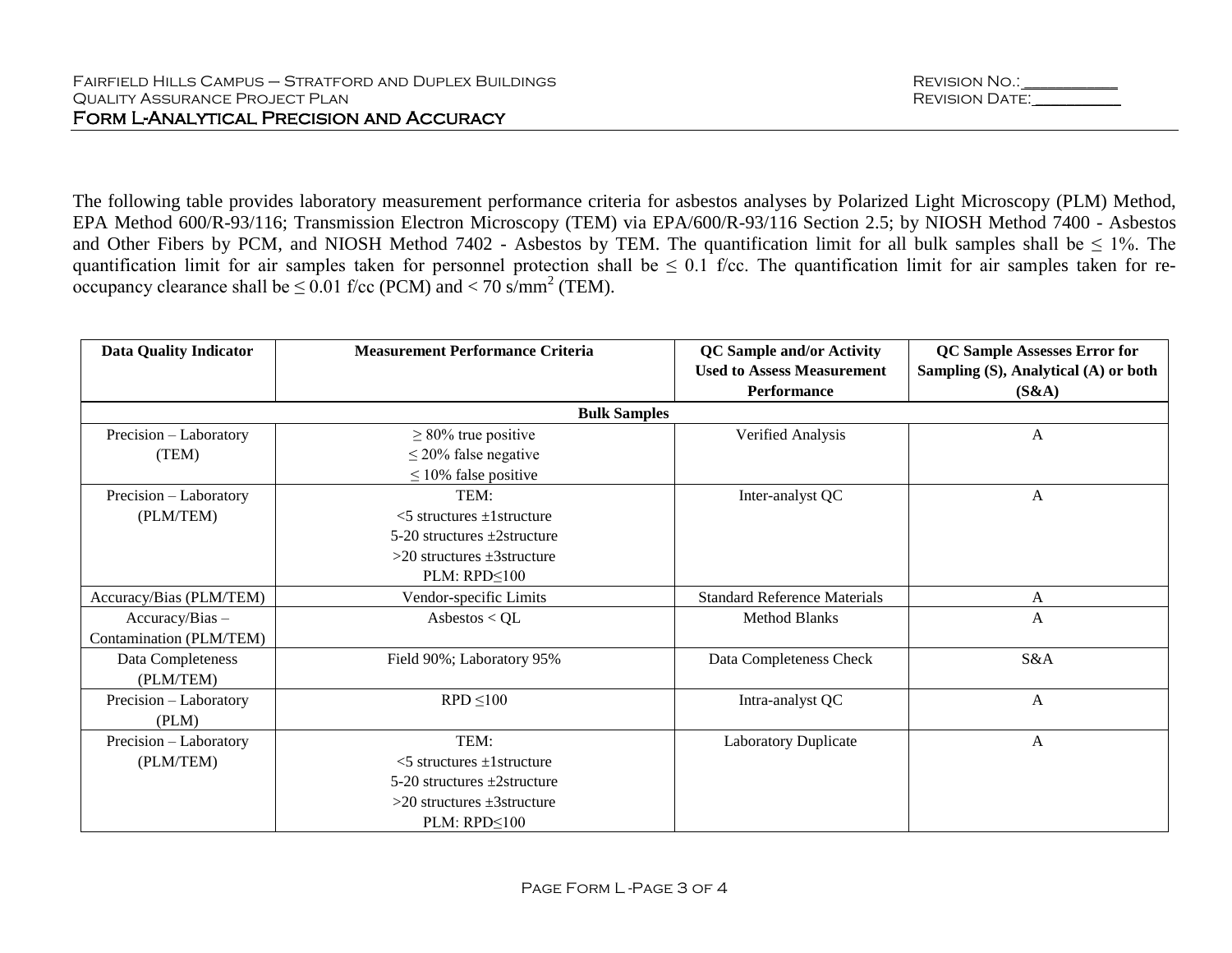The following table provides laboratory measurement performance criteria for asbestos analyses by Polarized Light Microscopy (PLM) Method, EPA Method 600/R-93/116; Transmission Electron Microscopy (TEM) via EPA/600/R-93/116 Section 2.5; by NIOSH Method 7400 - Asbestos and Other Fibers by PCM, and NIOSH Method 7402 - Asbestos by TEM. The quantification limit for all bulk samples shall be ≤ 1%. The quantification limit for air samples taken for personnel protection shall be ≤ 0.1 f/cc. The quantification limit for air samples taken for re-occupancy clearance shall be ≤ 0.01 f/cc (PCM) and < 70 s/mm$^2$ (TEM).

| Data Quality Indicator | Measurement Performance Criteria | QC Sample and/or Activity Used to Assess Measurement Performance | QC Sample Assesses Error for Sampling (S), Analytical (A) or both (S&A) |
|---|---|---|---|
| **Bulk Samples** | | | |
| Precision – Laboratory (TEM) | ≥ 80% true positive<br>≤ 20% false negative<br>≤ 10% false positive | Verified Analysis | A |
| Precision – Laboratory (PLM/TEM) | TEM:<br><5 structures ±1structure<br>5-20 structures ±2structure<br>>20 structures ±3structure<br>PLM: RPD≤100 | Inter-analyst QC | A |
| Accuracy/Bias (PLM/TEM) | Vendor-specific Limits | Standard Reference Materials | A |
| Accuracy/Bias – Contamination (PLM/TEM) | Asbestos < QL | Method Blanks | A |
| Data Completeness (PLM/TEM) | Field 90%; Laboratory 95% | Data Completeness Check | S&A |
| Precision – Laboratory (PLM) | RPD ≤100 | Intra-analyst QC | A |
| Precision – Laboratory (PLM/TEM) | TEM:<br><5 structures ±1structure<br>5-20 structures ±2structure<br>>20 structures ±3structure<br>PLM: RPD≤100 | Laboratory Duplicate | A |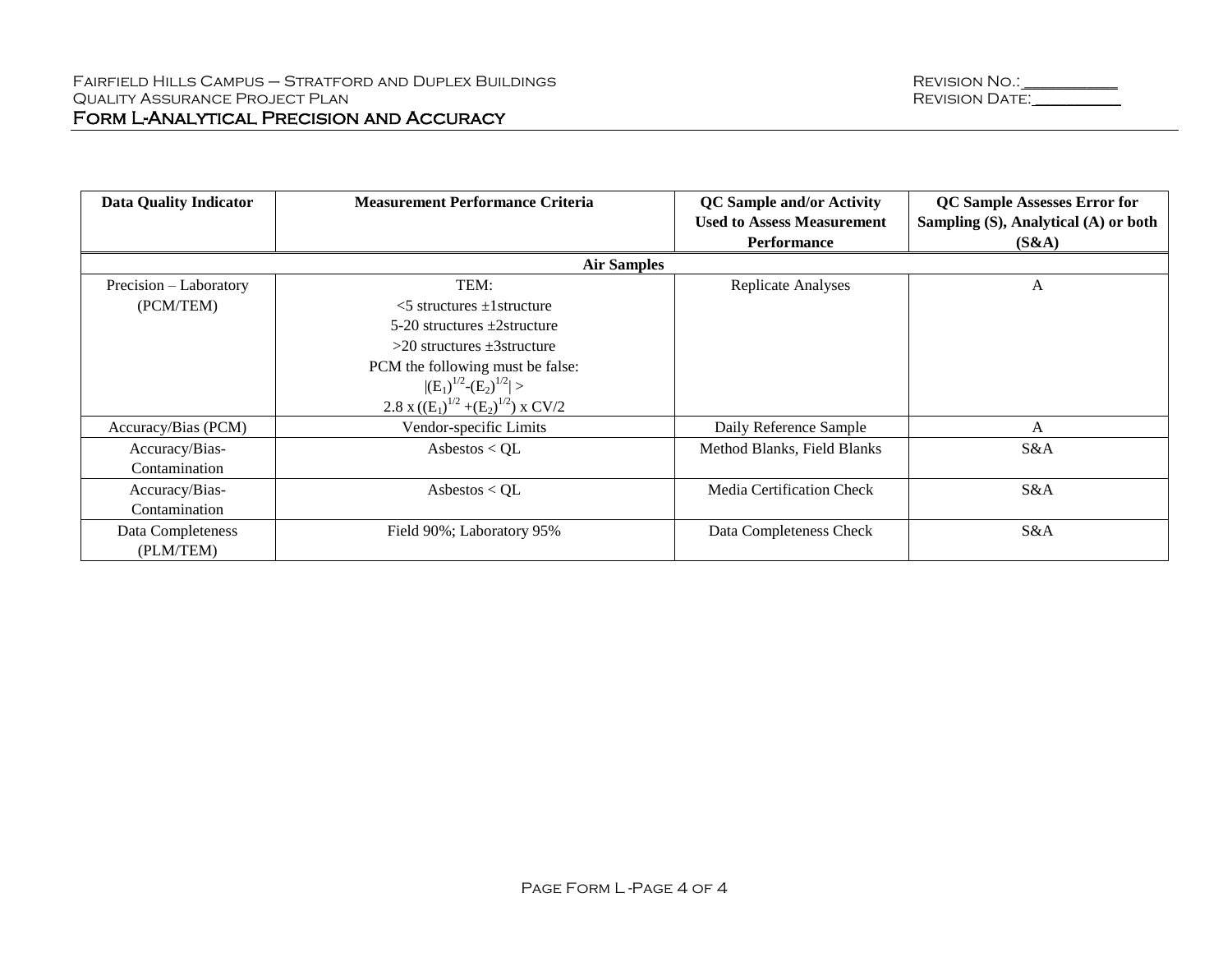# Form L-Analytical Precision and Accuracy

| Data Quality Indicator | Measurement Performance Criteria | QC Sample and/or Activity Used to Assess Measurement Performance | QC Sample Assesses Error for Sampling (S), Analytical (A) or both (S&A) |
|---|---|---|---|
| **Air Samples** | | | |
| Precision – Laboratory (PCM/TEM) | TEM:<br><5 structures ±1structure<br>5-20 structures ±2structure<br>>20 structures ±3structure<br>PCM the following must be false:<br>$\|(E_1)^{1/2}-(E_2)^{1/2}\| >$<br>$2.8 \times ((E_1)^{1/2} + (E_2)^{1/2}) \times CV/2$ | Replicate Analyses | A |
| Accuracy/Bias (PCM) | Vendor-specific Limits | Daily Reference Sample | A |
| Accuracy/Bias-Contamination | Asbestos < QL | Method Blanks, Field Blanks | S&A |
| Accuracy/Bias-Contamination | Asbestos < QL | Media Certification Check | S&A |
| Data Completeness (PLM/TEM) | Field 90%; Laboratory 95% | Data Completeness Check | S&A |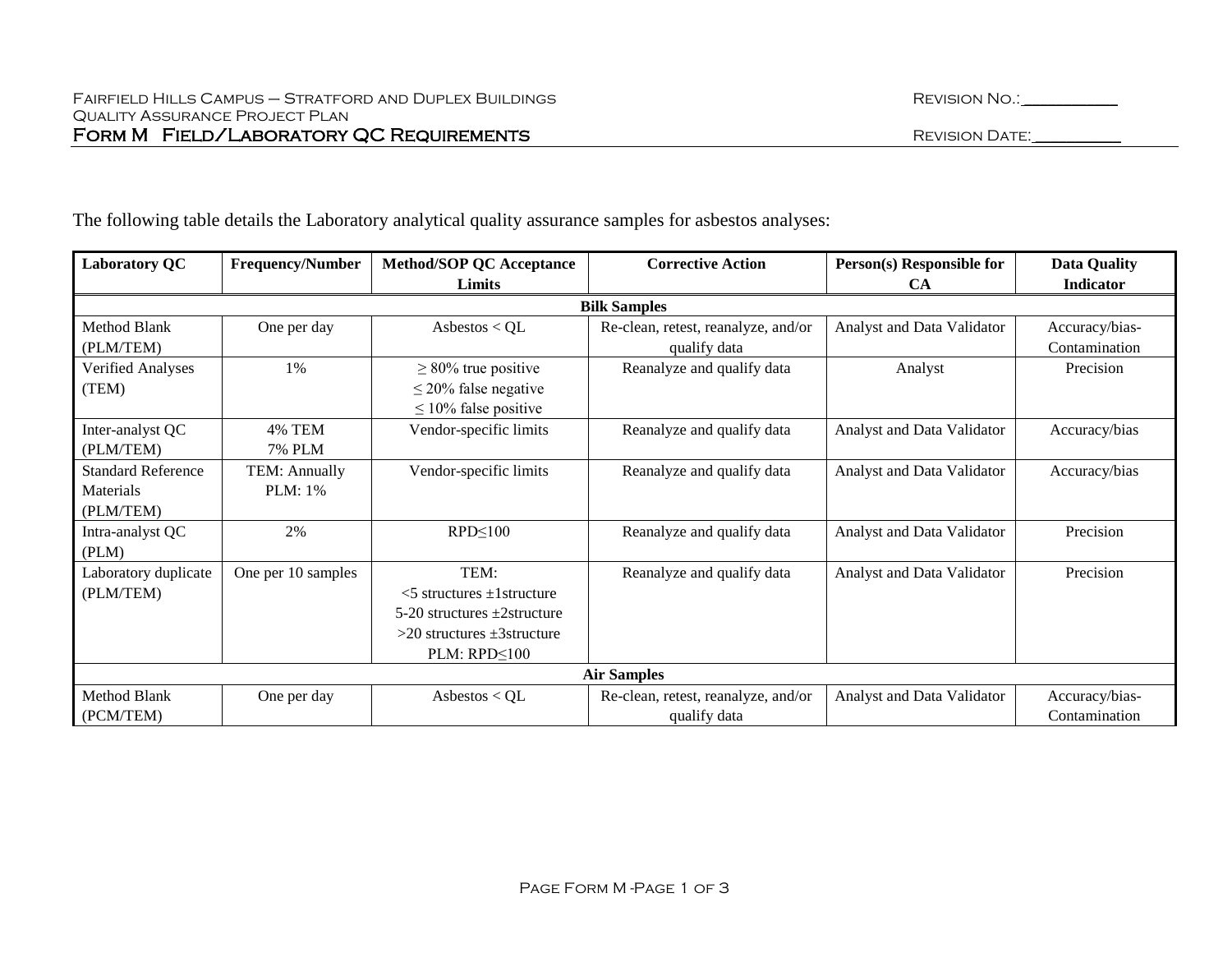The following table details the Laboratory analytical quality assurance samples for asbestos analyses:

| Laboratory QC | Frequency/Number | Method/SOP QC Acceptance Limits | Corrective Action | Person(s) Responsible for CA | Data Quality Indicator |
|---|---|---|---|---|---|
| **Bilk Samples** | | | | | |
| Method Blank (PLM/TEM) | One per day | Asbestos < QL | Re-clean, retest, reanalyze, and/or qualify data | Analyst and Data Validator | Accuracy/bias-Contamination |
| Verified Analyses (TEM) | 1% | ≥ 80% true positive<br>≤ 20% false negative<br>≤ 10% false positive | Reanalyze and qualify data | Analyst | Precision |
| Inter-analyst QC (PLM/TEM) | 4% TEM<br>7% PLM | Vendor-specific limits | Reanalyze and qualify data | Analyst and Data Validator | Accuracy/bias |
| Standard Reference Materials (PLM/TEM) | TEM: Annually<br>PLM: 1% | Vendor-specific limits | Reanalyze and qualify data | Analyst and Data Validator | Accuracy/bias |
| Intra-analyst QC (PLM) | 2% | RPD≤100 | Reanalyze and qualify data | Analyst and Data Validator | Precision |
| Laboratory duplicate (PLM/TEM) | One per 10 samples | TEM:<br><5 structures ±1structure<br>5-20 structures ±2structure<br>>20 structures ±3structure<br>PLM: RPD≤100 | Reanalyze and qualify data | Analyst and Data Validator | Precision |
| **Air Samples** | | | | | |
| Method Blank (PCM/TEM) | One per day | Asbestos < QL | Re-clean, retest, reanalyze, and/or qualify data | Analyst and Data Validator | Accuracy/bias-Contamination |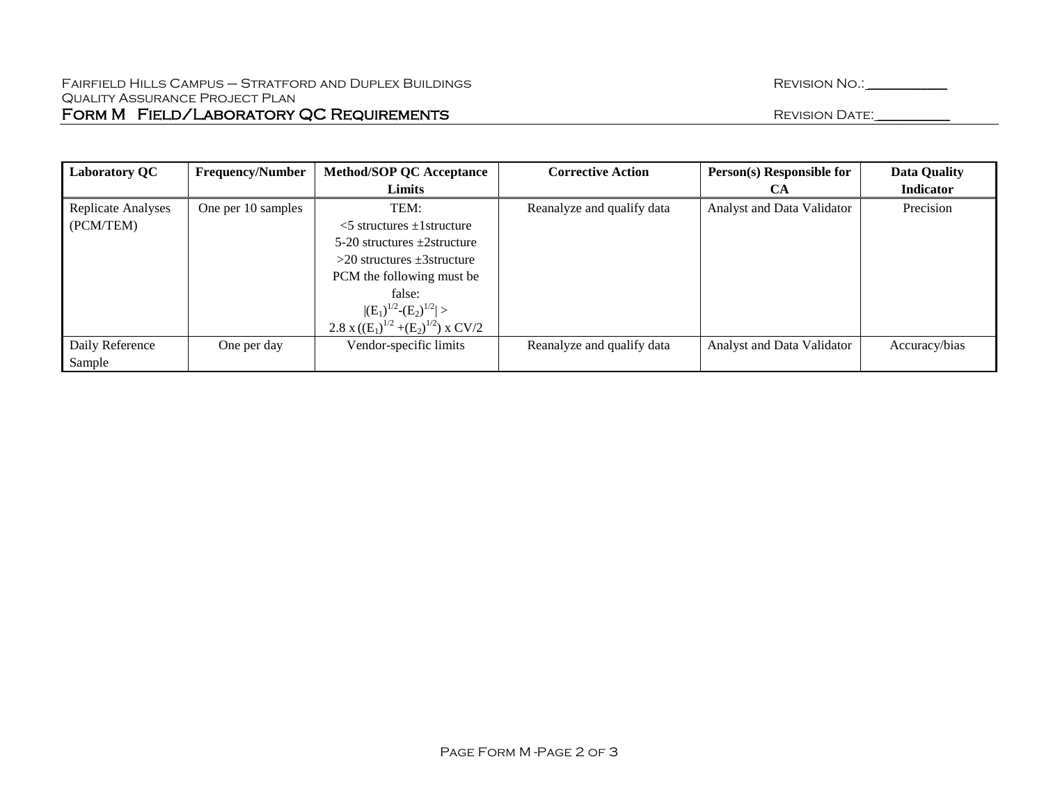| Laboratory QC | Frequency/Number | Method/SOP QC Acceptance Limits | Corrective Action | Person(s) Responsible for CA | Data Quality Indicator |
|---|---|---|---|---|---|
| Replicate Analyses (PCM/TEM) | One per 10 samples | TEM:<br><5 structures ±1structure<br>5-20 structures ±2structure<br>>20 structures ±3structure<br>PCM the following must be false:<br>$\lvert (E_1)^{1/2} - (E_2)^{1/2} \rvert >$<br>$2.8 \times ((E_1)^{1/2} + (E_2)^{1/2}) \times CV/2$ | Reanalyze and qualify data | Analyst and Data Validator | Precision |
| Daily Reference Sample | One per day | Vendor-specific limits | Reanalyze and qualify data | Analyst and Data Validator | Accuracy/bias |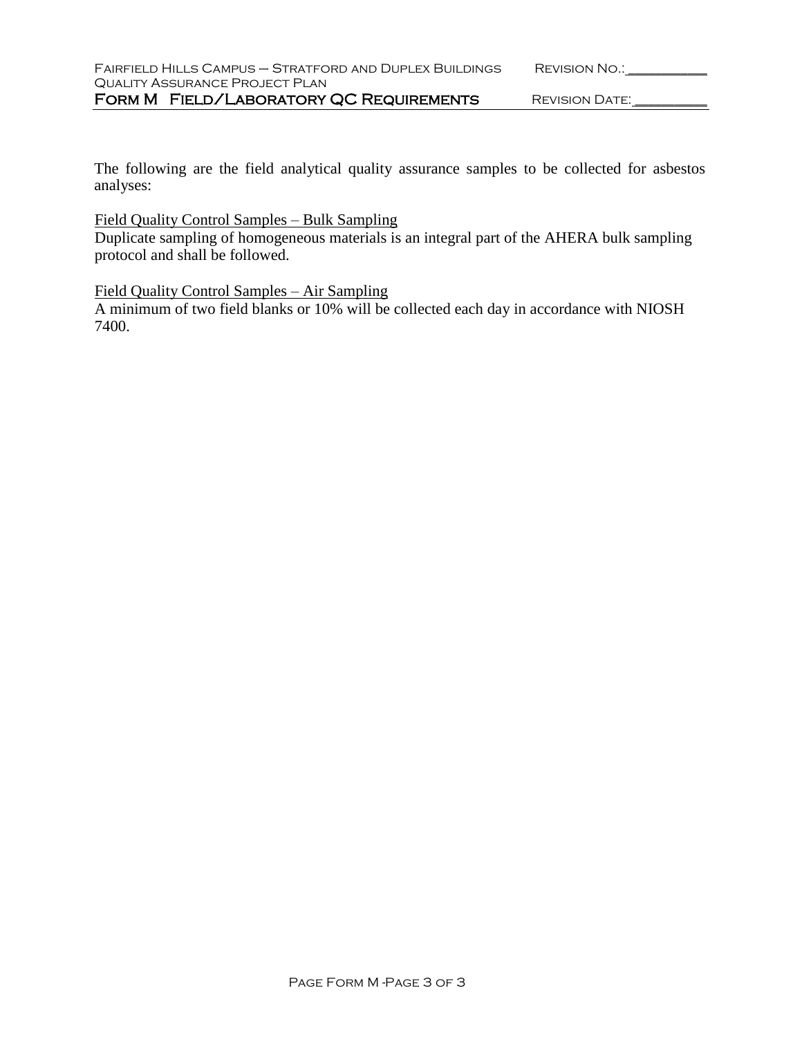The following are the field analytical quality assurance samples to be collected for asbestos analyses:

<u>Field Quality Control Samples – Bulk Sampling</u>

Duplicate sampling of homogeneous materials is an integral part of the AHERA bulk sampling protocol and shall be followed.

<u>Field Quality Control Samples – Air Sampling</u>

A minimum of two field blanks or 10% will be collected each day in accordance with NIOSH 7400.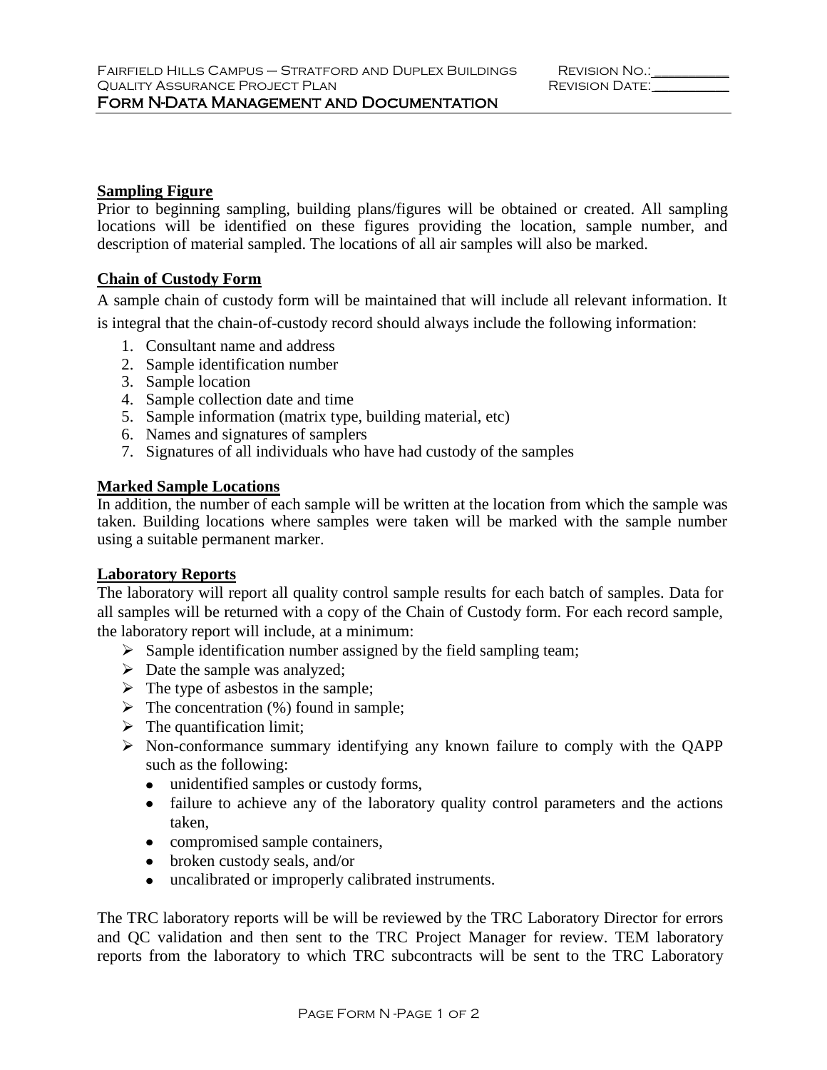## Sampling Figure

Prior to beginning sampling, building plans/figures will be obtained or created. All sampling locations will be identified on these figures providing the location, sample number, and description of material sampled. The locations of all air samples will also be marked.

## Chain of Custody Form

A sample chain of custody form will be maintained that will include all relevant information. It is integral that the chain-of-custody record should always include the following information:

1. Consultant name and address
2. Sample identification number
3. Sample location
4. Sample collection date and time
5. Sample information (matrix type, building material, etc)
6. Names and signatures of samplers
7. Signatures of all individuals who have had custody of the samples

## Marked Sample Locations

In addition, the number of each sample will be written at the location from which the sample was taken. Building locations where samples were taken will be marked with the sample number using a suitable permanent marker.

## Laboratory Reports

The laboratory will report all quality control sample results for each batch of samples. Data for all samples will be returned with a copy of the Chain of Custody form. For each record sample, the laboratory report will include, at a minimum:

- Sample identification number assigned by the field sampling team;
- Date the sample was analyzed;
- The type of asbestos in the sample;
- The concentration (%) found in sample;
- The quantification limit;
- Non-conformance summary identifying any known failure to comply with the QAPP such as the following:
  - unidentified samples or custody forms,
  - failure to achieve any of the laboratory quality control parameters and the actions taken,
  - compromised sample containers,
  - broken custody seals, and/or
  - uncalibrated or improperly calibrated instruments.

The TRC laboratory reports will be will be reviewed by the TRC Laboratory Director for errors and QC validation and then sent to the TRC Project Manager for review. TEM laboratory reports from the laboratory to which TRC subcontracts will be sent to the TRC Laboratory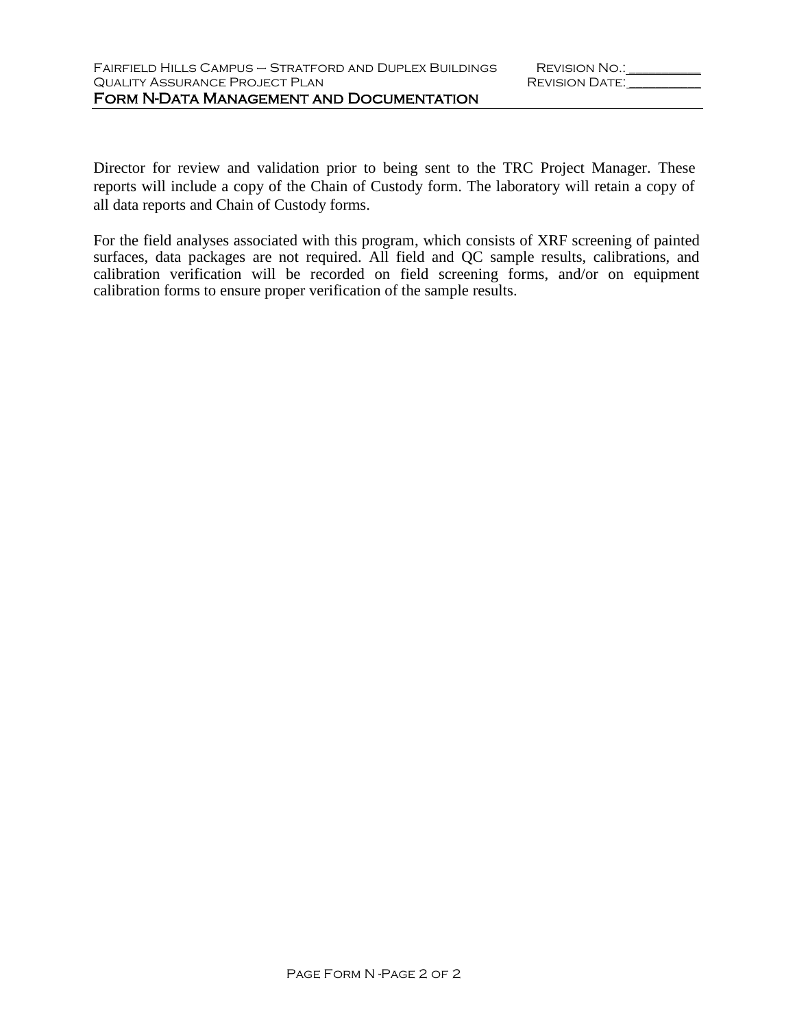Director for review and validation prior to being sent to the TRC Project Manager. These reports will include a copy of the Chain of Custody form. The laboratory will retain a copy of all data reports and Chain of Custody forms.

For the field analyses associated with this program, which consists of XRF screening of painted surfaces, data packages are not required. All field and QC sample results, calibrations, and calibration verification will be recorded on field screening forms, and/or on equipment calibration forms to ensure proper verification of the sample results.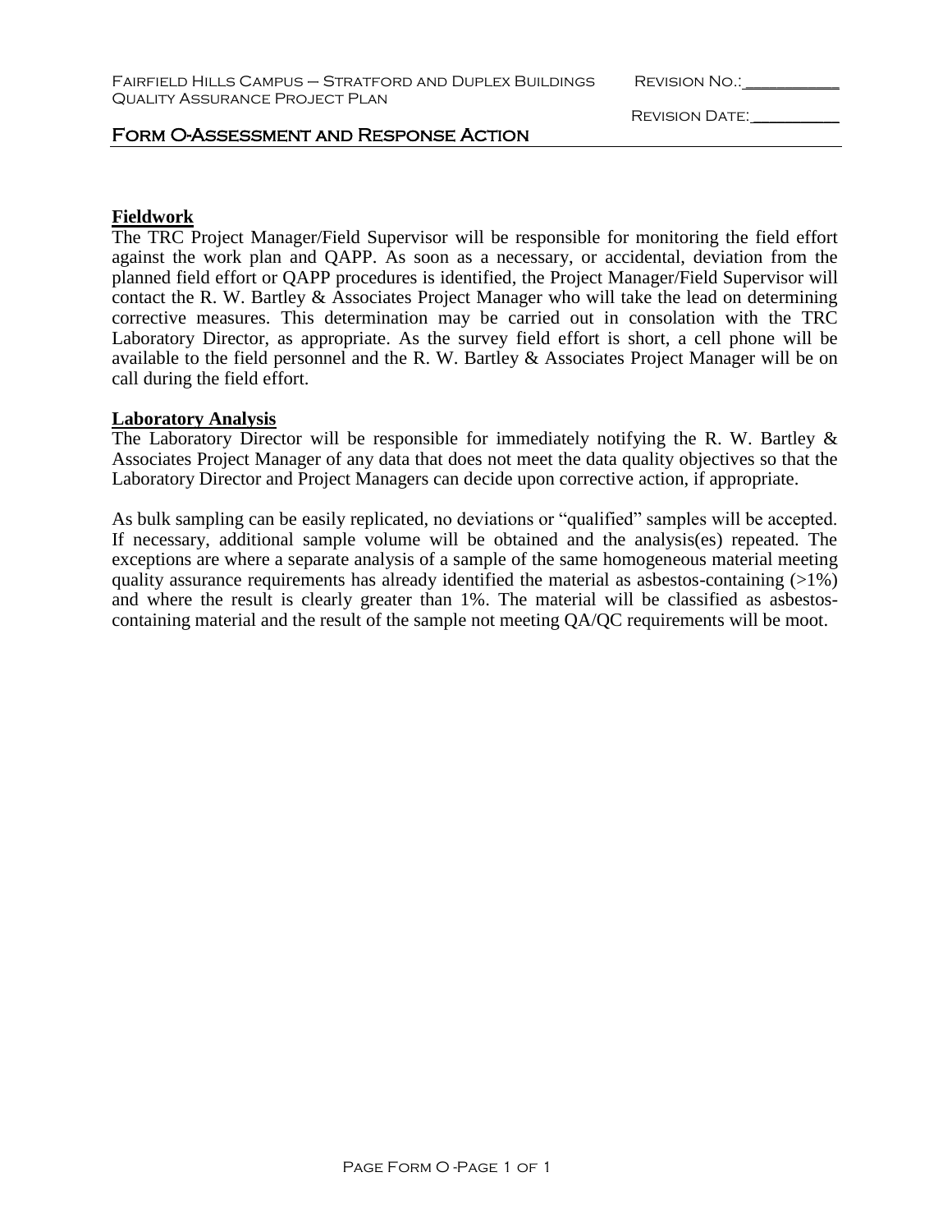# Form O-Assessment and Response Action

## Fieldwork

The TRC Project Manager/Field Supervisor will be responsible for monitoring the field effort against the work plan and QAPP. As soon as a necessary, or accidental, deviation from the planned field effort or QAPP procedures is identified, the Project Manager/Field Supervisor will contact the R. W. Bartley & Associates Project Manager who will take the lead on determining corrective measures. This determination may be carried out in consolation with the TRC Laboratory Director, as appropriate. As the survey field effort is short, a cell phone will be available to the field personnel and the R. W. Bartley & Associates Project Manager will be on call during the field effort.

## Laboratory Analysis

The Laboratory Director will be responsible for immediately notifying the R. W. Bartley & Associates Project Manager of any data that does not meet the data quality objectives so that the Laboratory Director and Project Managers can decide upon corrective action, if appropriate.

As bulk sampling can be easily replicated, no deviations or "qualified" samples will be accepted. If necessary, additional sample volume will be obtained and the analysis(es) repeated. The exceptions are where a separate analysis of a sample of the same homogeneous material meeting quality assurance requirements has already identified the material as asbestos-containing (>1%) and where the result is clearly greater than 1%. The material will be classified as asbestos-containing material and the result of the sample not meeting QA/QC requirements will be moot.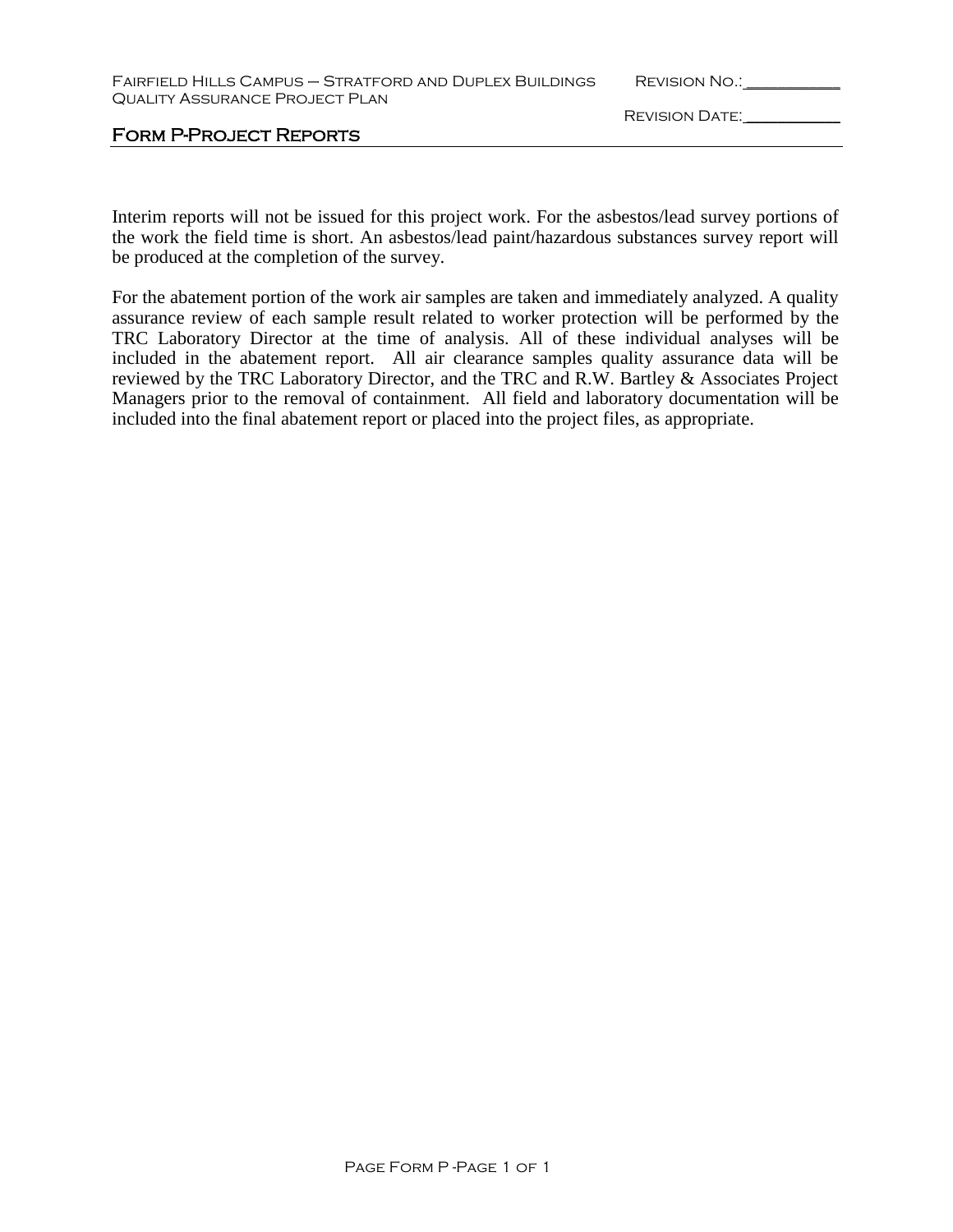# Form P-Project Reports

Interim reports will not be issued for this project work. For the asbestos/lead survey portions of the work the field time is short. An asbestos/lead paint/hazardous substances survey report will be produced at the completion of the survey.

For the abatement portion of the work air samples are taken and immediately analyzed. A quality assurance review of each sample result related to worker protection will be performed by the TRC Laboratory Director at the time of analysis. All of these individual analyses will be included in the abatement report. All air clearance samples quality assurance data will be reviewed by the TRC Laboratory Director, and the TRC and R.W. Bartley & Associates Project Managers prior to the removal of containment. All field and laboratory documentation will be included into the final abatement report or placed into the project files, as appropriate.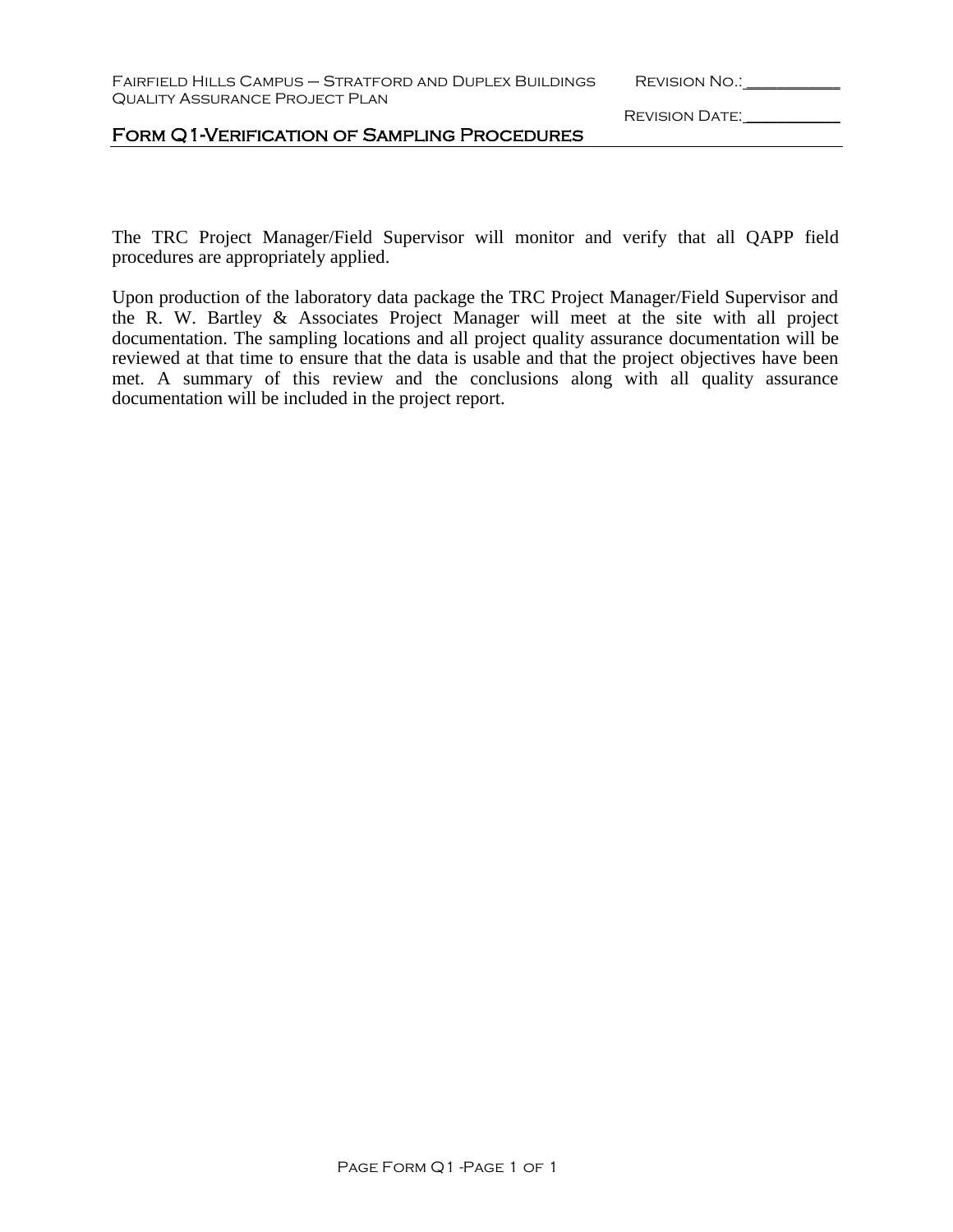# Form Q1-Verification of Sampling Procedures

The TRC Project Manager/Field Supervisor will monitor and verify that all QAPP field procedures are appropriately applied.

Upon production of the laboratory data package the TRC Project Manager/Field Supervisor and the R. W. Bartley & Associates Project Manager will meet at the site with all project documentation. The sampling locations and all project quality assurance documentation will be reviewed at that time to ensure that the data is usable and that the project objectives have been met. A summary of this review and the conclusions along with all quality assurance documentation will be included in the project report.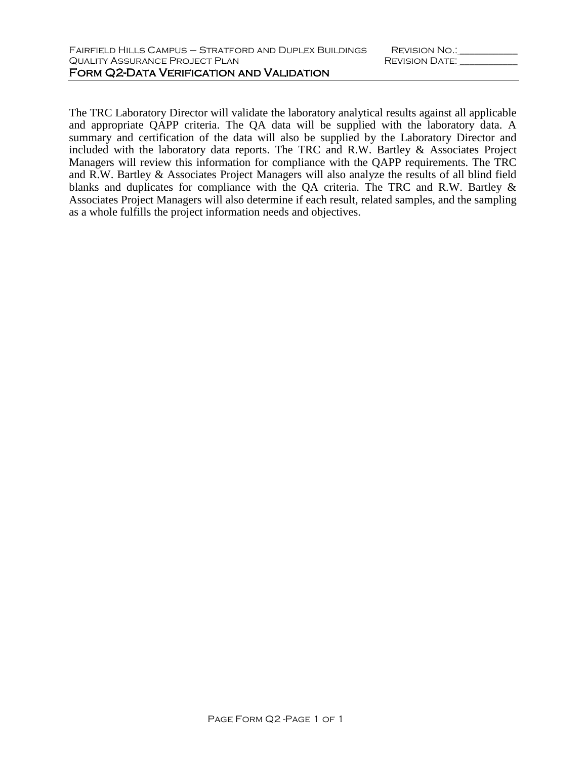# Form Q2-Data Verification and Validation

The TRC Laboratory Director will validate the laboratory analytical results against all applicable and appropriate QAPP criteria. The QA data will be supplied with the laboratory data. A summary and certification of the data will also be supplied by the Laboratory Director and included with the laboratory data reports. The TRC and R.W. Bartley & Associates Project Managers will review this information for compliance with the QAPP requirements. The TRC and R.W. Bartley & Associates Project Managers will also analyze the results of all blind field blanks and duplicates for compliance with the QA criteria. The TRC and R.W. Bartley & Associates Project Managers will also determine if each result, related samples, and the sampling as a whole fulfills the project information needs and objectives.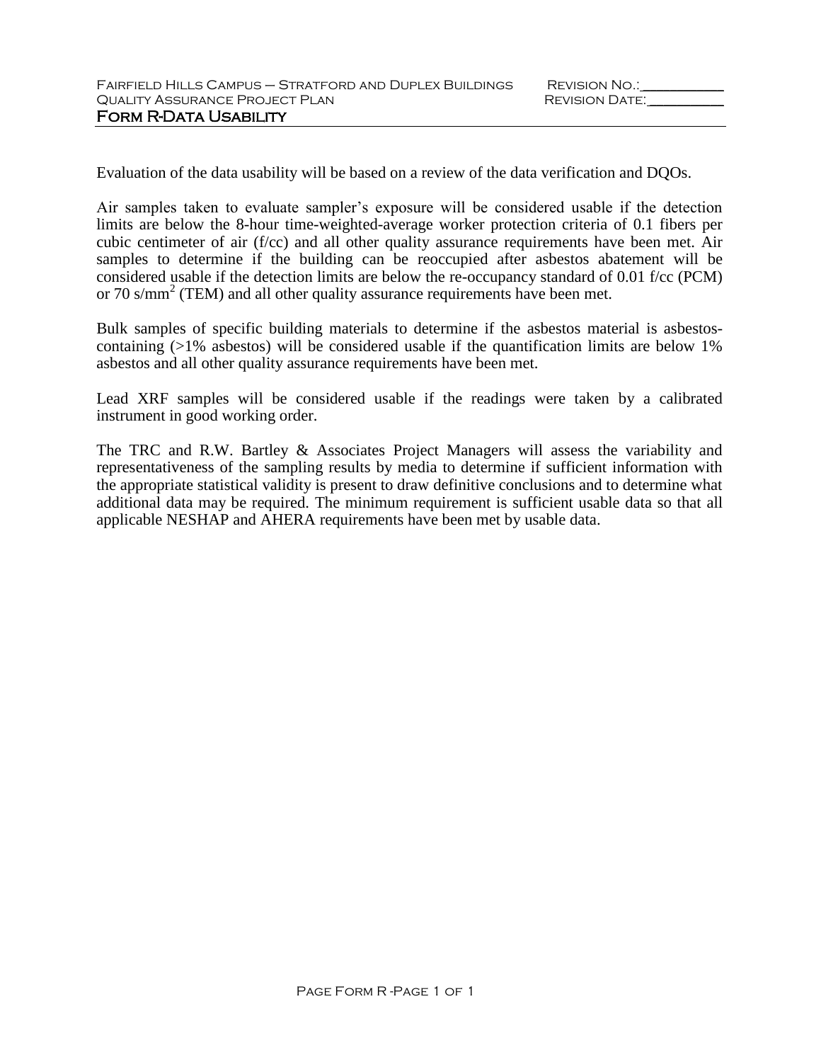## Form R-Data Usability

Evaluation of the data usability will be based on a review of the data verification and DQOs.

Air samples taken to evaluate sampler's exposure will be considered usable if the detection limits are below the 8-hour time-weighted-average worker protection criteria of 0.1 fibers per cubic centimeter of air (f/cc) and all other quality assurance requirements have been met. Air samples to determine if the building can be reoccupied after asbestos abatement will be considered usable if the detection limits are below the re-occupancy standard of 0.01 f/cc (PCM) or 70 s/mm$^2$ (TEM) and all other quality assurance requirements have been met.

Bulk samples of specific building materials to determine if the asbestos material is asbestos-containing (>1% asbestos) will be considered usable if the quantification limits are below 1% asbestos and all other quality assurance requirements have been met.

Lead XRF samples will be considered usable if the readings were taken by a calibrated instrument in good working order.

The TRC and R.W. Bartley & Associates Project Managers will assess the variability and representativeness of the sampling results by media to determine if sufficient information with the appropriate statistical validity is present to draw definitive conclusions and to determine what additional data may be required. The minimum requirement is sufficient usable data so that all applicable NESHAP and AHERA requirements have been met by usable data.